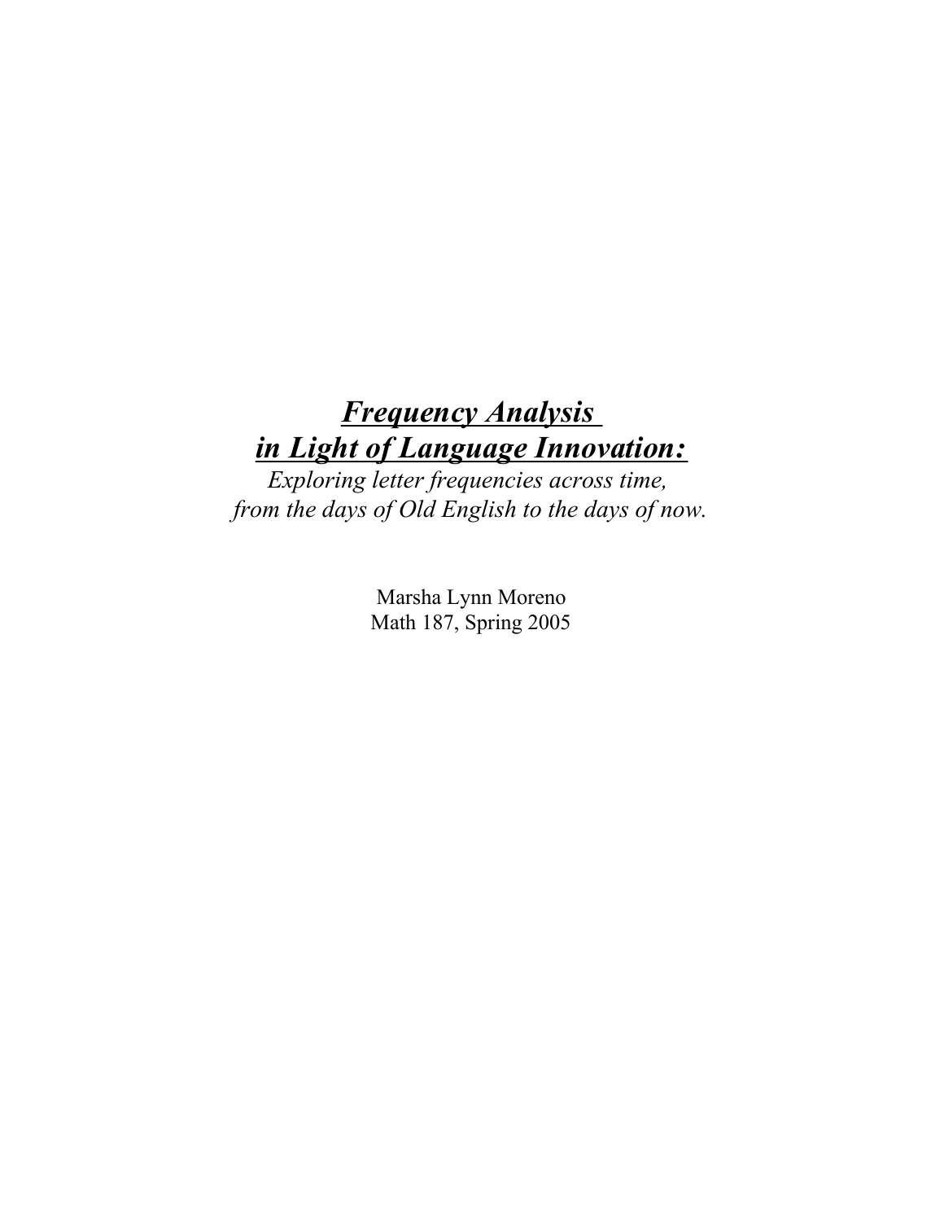# ***Frequency Analysis in Light of Language Innovation:***

*Exploring letter frequencies across time,*
*from the days of Old English to the days of now.*

Marsha Lynn Moreno
Math 187, Spring 2005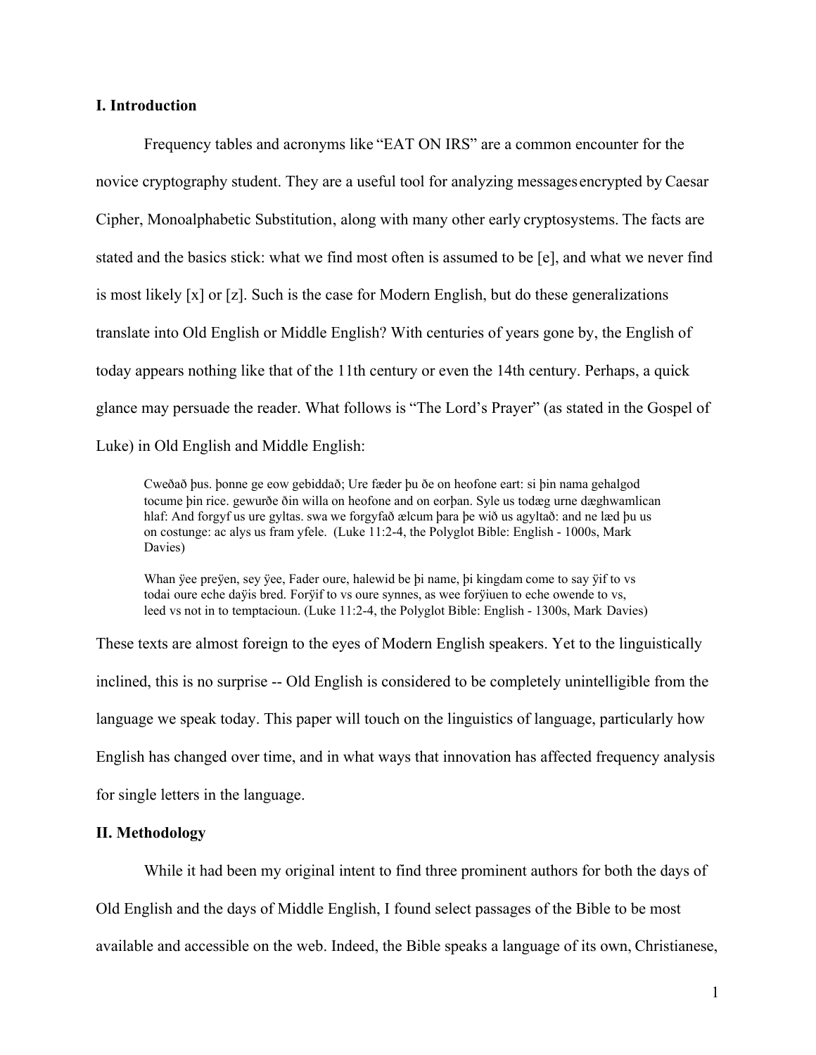**I. Introduction**

Frequency tables and acronyms like "EAT ON IRS" are a common encounter for the novice cryptography student. They are a useful tool for analyzing messages encrypted by Caesar Cipher, Monoalphabetic Substitution, along with many other early cryptosystems. The facts are stated and the basics stick: what we find most often is assumed to be [e], and what we never find is most likely [x] or [z]. Such is the case for Modern English, but do these generalizations translate into Old English or Middle English? With centuries of years gone by, the English of today appears nothing like that of the 11th century or even the 14th century. Perhaps, a quick glance may persuade the reader. What follows is "The Lord's Prayer" (as stated in the Gospel of Luke) in Old English and Middle English:

> Cweðað þus. þonne ge eow gebiddað; Ure fæder þu ðe on heofone eart: si þin nama gehalgod tocume þin rice. gewurðe ðin willa on heofone and on eorþan. Syle us todæg urne dæghwamlican hlaf: And forgyf us ure gyltas. swa we forgyfað ælcum þara þe wið us agyltað: and ne læd þu us on costunge: ac alys us fram yfele. (Luke 11:2-4, the Polyglot Bible: English - 1000s, Mark Davies)

> Whan ÿee preÿen, sey ÿee, Fader oure, halewid be þi name, þi kingdam come to say ÿif to vs todai oure eche daÿis bred. Forÿif to vs oure synnes, as wee forÿiuen to eche owende to vs, leed vs not in to temptacioun. (Luke 11:2-4, the Polyglot Bible: English - 1300s, Mark Davies)

These texts are almost foreign to the eyes of Modern English speakers. Yet to the linguistically inclined, this is no surprise -- Old English is considered to be completely unintelligible from the language we speak today. This paper will touch on the linguistics of language, particularly how English has changed over time, and in what ways that innovation has affected frequency analysis for single letters in the language.

**II. Methodology**

While it had been my original intent to find three prominent authors for both the days of Old English and the days of Middle English, I found select passages of the Bible to be most available and accessible on the web. Indeed, the Bible speaks a language of its own, Christianese,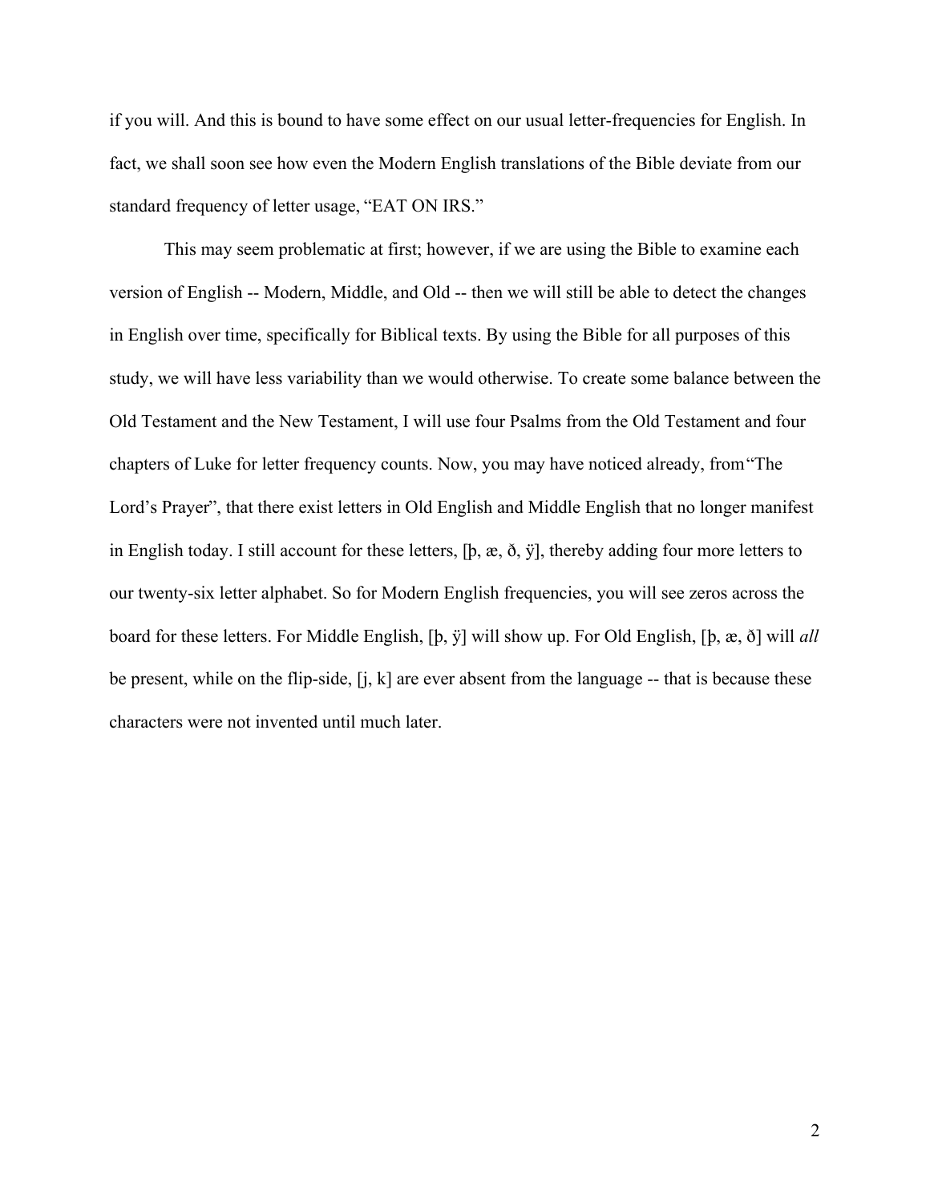if you will. And this is bound to have some effect on our usual letter-frequencies for English. In fact, we shall soon see how even the Modern English translations of the Bible deviate from our standard frequency of letter usage, "EAT ON IRS."

This may seem problematic at first; however, if we are using the Bible to examine each version of English -- Modern, Middle, and Old -- then we will still be able to detect the changes in English over time, specifically for Biblical texts. By using the Bible for all purposes of this study, we will have less variability than we would otherwise. To create some balance between the Old Testament and the New Testament, I will use four Psalms from the Old Testament and four chapters of Luke for letter frequency counts. Now, you may have noticed already, from"The Lord's Prayer", that there exist letters in Old English and Middle English that no longer manifest in English today. I still account for these letters, [þ, æ, ð, ÿ], thereby adding four more letters to our twenty-six letter alphabet. So for Modern English frequencies, you will see zeros across the board for these letters. For Middle English, [þ, ÿ] will show up. For Old English, [þ, æ, ð] will *all* be present, while on the flip-side, [j, k] are ever absent from the language -- that is because these characters were not invented until much later.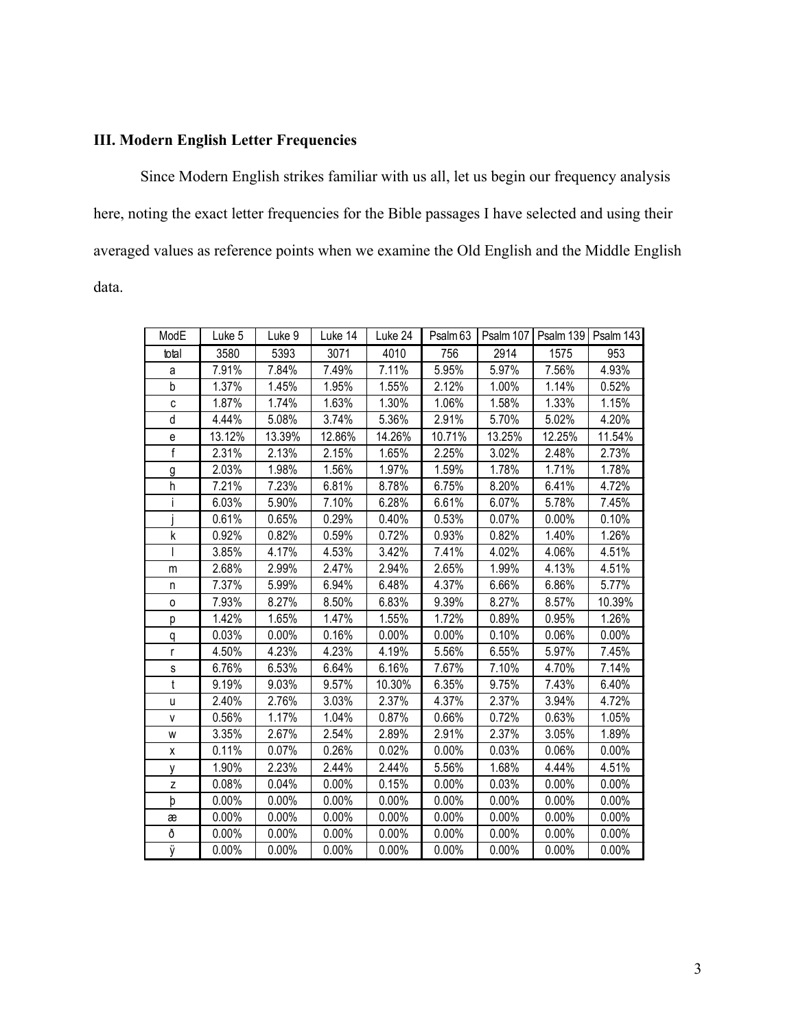### III. Modern English Letter Frequencies

Since Modern English strikes familiar with us all, let us begin our frequency analysis here, noting the exact letter frequencies for the Bible passages I have selected and using their averaged values as reference points when we examine the Old English and the Middle English data.

| ModE | Luke 5 | Luke 9 | Luke 14 | Luke 24 | Psalm 63 | Psalm 107 | Psalm 139 | Psalm 143 |
|---|---|---|---|---|---|---|---|---|
| total | 3580 | 5393 | 3071 | 4010 | 756 | 2914 | 1575 | 953 |
| a | 7.91% | 7.84% | 7.49% | 7.11% | 5.95% | 5.97% | 7.56% | 4.93% |
| b | 1.37% | 1.45% | 1.95% | 1.55% | 2.12% | 1.00% | 1.14% | 0.52% |
| c | 1.87% | 1.74% | 1.63% | 1.30% | 1.06% | 1.58% | 1.33% | 1.15% |
| d | 4.44% | 5.08% | 3.74% | 5.36% | 2.91% | 5.70% | 5.02% | 4.20% |
| e | 13.12% | 13.39% | 12.86% | 14.26% | 10.71% | 13.25% | 12.25% | 11.54% |
| f | 2.31% | 2.13% | 2.15% | 1.65% | 2.25% | 3.02% | 2.48% | 2.73% |
| g | 2.03% | 1.98% | 1.56% | 1.97% | 1.59% | 1.78% | 1.71% | 1.78% |
| h | 7.21% | 7.23% | 6.81% | 8.78% | 6.75% | 8.20% | 6.41% | 4.72% |
| i | 6.03% | 5.90% | 7.10% | 6.28% | 6.61% | 6.07% | 5.78% | 7.45% |
| j | 0.61% | 0.65% | 0.29% | 0.40% | 0.53% | 0.07% | 0.00% | 0.10% |
| k | 0.92% | 0.82% | 0.59% | 0.72% | 0.93% | 0.82% | 1.40% | 1.26% |
| l | 3.85% | 4.17% | 4.53% | 3.42% | 7.41% | 4.02% | 4.06% | 4.51% |
| m | 2.68% | 2.99% | 2.47% | 2.94% | 2.65% | 1.99% | 4.13% | 4.51% |
| n | 7.37% | 5.99% | 6.94% | 6.48% | 4.37% | 6.66% | 6.86% | 5.77% |
| o | 7.93% | 8.27% | 8.50% | 6.83% | 9.39% | 8.27% | 8.57% | 10.39% |
| p | 1.42% | 1.65% | 1.47% | 1.55% | 1.72% | 0.89% | 0.95% | 1.26% |
| q | 0.03% | 0.00% | 0.16% | 0.00% | 0.00% | 0.10% | 0.06% | 0.00% |
| r | 4.50% | 4.23% | 4.23% | 4.19% | 5.56% | 6.55% | 5.97% | 7.45% |
| s | 6.76% | 6.53% | 6.64% | 6.16% | 7.67% | 7.10% | 4.70% | 7.14% |
| t | 9.19% | 9.03% | 9.57% | 10.30% | 6.35% | 9.75% | 7.43% | 6.40% |
| u | 2.40% | 2.76% | 3.03% | 2.37% | 4.37% | 2.37% | 3.94% | 4.72% |
| v | 0.56% | 1.17% | 1.04% | 0.87% | 0.66% | 0.72% | 0.63% | 1.05% |
| w | 3.35% | 2.67% | 2.54% | 2.89% | 2.91% | 2.37% | 3.05% | 1.89% |
| x | 0.11% | 0.07% | 0.26% | 0.02% | 0.00% | 0.03% | 0.06% | 0.00% |
| y | 1.90% | 2.23% | 2.44% | 2.44% | 5.56% | 1.68% | 4.44% | 4.51% |
| z | 0.08% | 0.04% | 0.00% | 0.15% | 0.00% | 0.03% | 0.00% | 0.00% |
| þ | 0.00% | 0.00% | 0.00% | 0.00% | 0.00% | 0.00% | 0.00% | 0.00% |
| æ | 0.00% | 0.00% | 0.00% | 0.00% | 0.00% | 0.00% | 0.00% | 0.00% |
| ð | 0.00% | 0.00% | 0.00% | 0.00% | 0.00% | 0.00% | 0.00% | 0.00% |
| ÿ | 0.00% | 0.00% | 0.00% | 0.00% | 0.00% | 0.00% | 0.00% | 0.00% |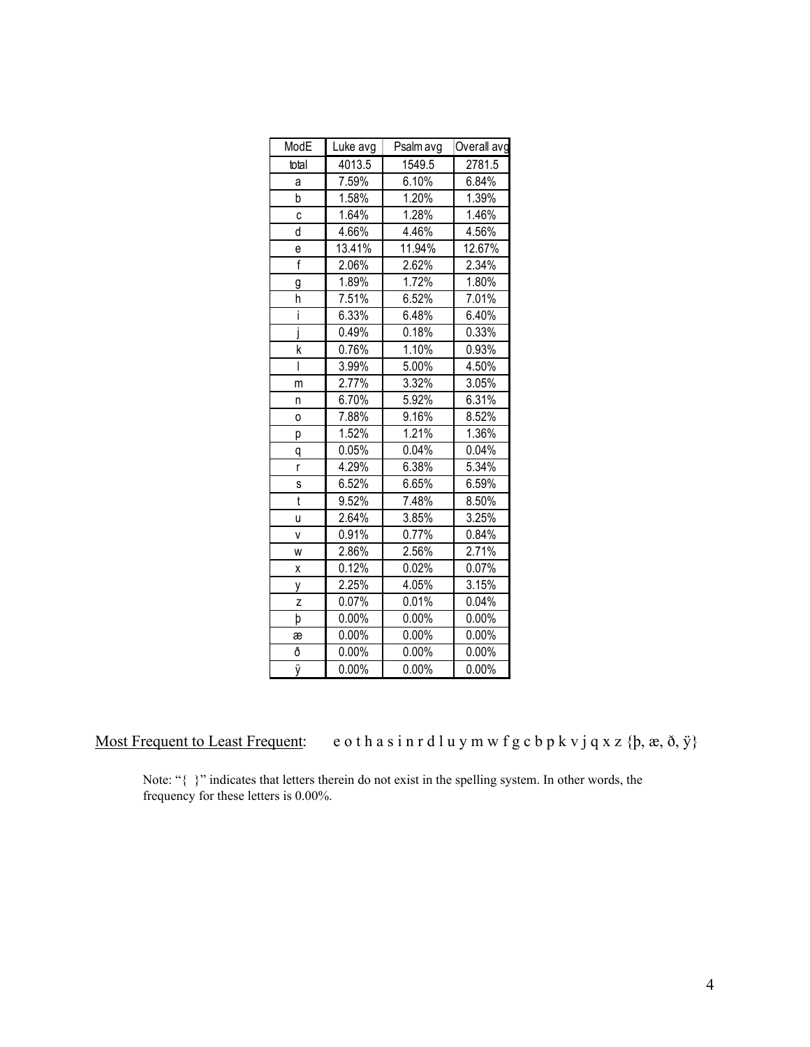| ModE | Luke avg | Psalm avg | Overall avg |
|---|---|---|---|
| total | 4013.5 | 1549.5 | 2781.5 |
| a | 7.59% | 6.10% | 6.84% |
| b | 1.58% | 1.20% | 1.39% |
| c | 1.64% | 1.28% | 1.46% |
| d | 4.66% | 4.46% | 4.56% |
| e | 13.41% | 11.94% | 12.67% |
| f | 2.06% | 2.62% | 2.34% |
| g | 1.89% | 1.72% | 1.80% |
| h | 7.51% | 6.52% | 7.01% |
| i | 6.33% | 6.48% | 6.40% |
| j | 0.49% | 0.18% | 0.33% |
| k | 0.76% | 1.10% | 0.93% |
| l | 3.99% | 5.00% | 4.50% |
| m | 2.77% | 3.32% | 3.05% |
| n | 6.70% | 5.92% | 6.31% |
| o | 7.88% | 9.16% | 8.52% |
| p | 1.52% | 1.21% | 1.36% |
| q | 0.05% | 0.04% | 0.04% |
| r | 4.29% | 6.38% | 5.34% |
| s | 6.52% | 6.65% | 6.59% |
| t | 9.52% | 7.48% | 8.50% |
| u | 2.64% | 3.85% | 3.25% |
| v | 0.91% | 0.77% | 0.84% |
| w | 2.86% | 2.56% | 2.71% |
| x | 0.12% | 0.02% | 0.07% |
| y | 2.25% | 4.05% | 3.15% |
| z | 0.07% | 0.01% | 0.04% |
| þ | 0.00% | 0.00% | 0.00% |
| æ | 0.00% | 0.00% | 0.00% |
| ð | 0.00% | 0.00% | 0.00% |
| ÿ | 0.00% | 0.00% | 0.00% |

Most Frequent to Least Frequent: e o t h a s i n r d l u y m w f g c b p k v j q x z {þ, æ, ð, ÿ}

Note: "{ }" indicates that letters therein do not exist in the spelling system. In other words, the frequency for these letters is 0.00%.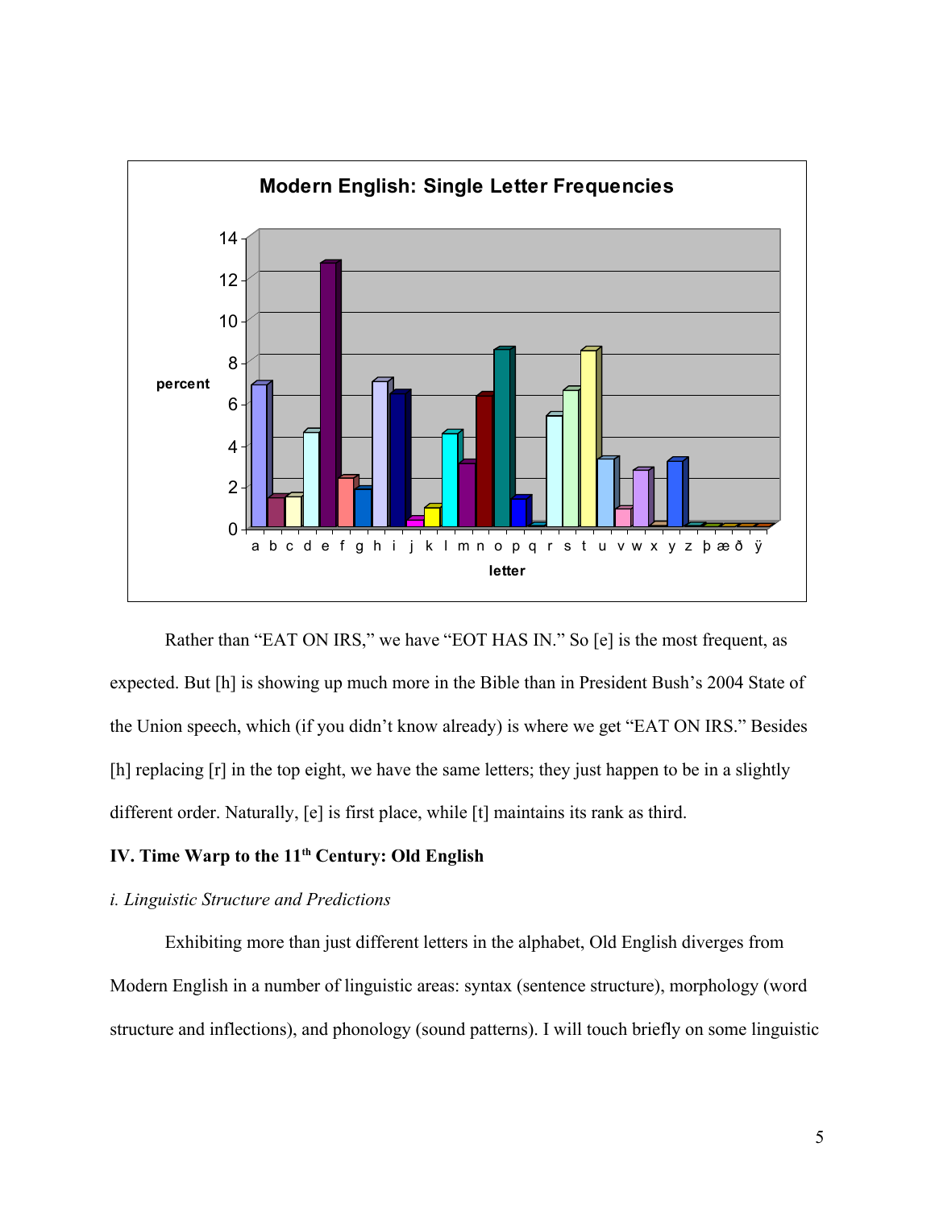**Modern English: Single Letter Frequencies**

Rather than "EAT ON IRS," we have "EOT HAS IN." So [e] is the most frequent, as expected. But [h] is showing up much more in the Bible than in President Bush's 2004 State of the Union speech, which (if you didn't know already) is where we get "EAT ON IRS." Besides [h] replacing [r] in the top eight, we have the same letters; they just happen to be in a slightly different order. Naturally, [e] is first place, while [t] maintains its rank as third.

## IV. Time Warp to the 11th Century: Old English

### *i. Linguistic Structure and Predictions*

Exhibiting more than just different letters in the alphabet, Old English diverges from Modern English in a number of linguistic areas: syntax (sentence structure), morphology (word structure and inflections), and phonology (sound patterns). I will touch briefly on some linguistic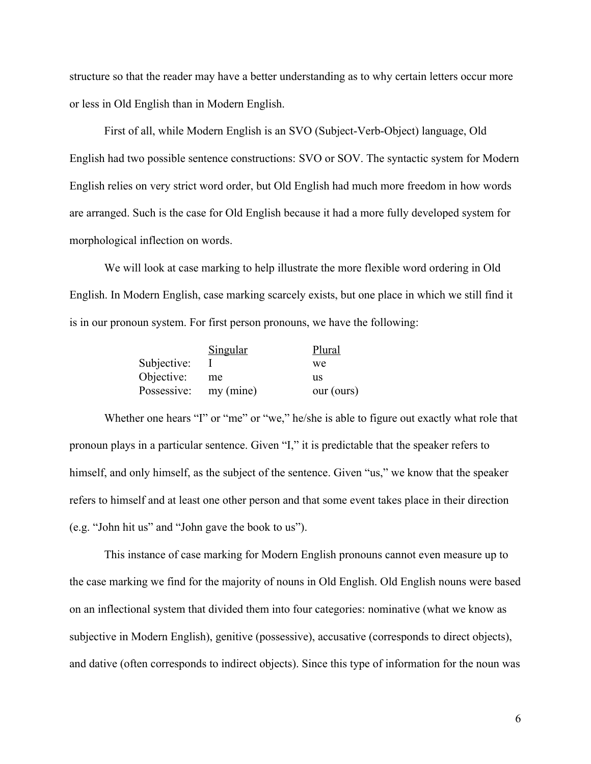structure so that the reader may have a better understanding as to why certain letters occur more or less in Old English than in Modern English.

First of all, while Modern English is an SVO (Subject-Verb-Object) language, Old English had two possible sentence constructions: SVO or SOV. The syntactic system for Modern English relies on very strict word order, but Old English had much more freedom in how words are arranged. Such is the case for Old English because it had a more fully developed system for morphological inflection on words.

We will look at case marking to help illustrate the more flexible word ordering in Old English. In Modern English, case marking scarcely exists, but one place in which we still find it is in our pronoun system. For first person pronouns, we have the following:

| | Singular | Plural |
|---|---|---|
| Subjective: | I | we |
| Objective: | me | us |
| Possessive: | my (mine) | our (ours) |

Whether one hears "I" or "me" or "we," he/she is able to figure out exactly what role that pronoun plays in a particular sentence. Given "I," it is predictable that the speaker refers to himself, and only himself, as the subject of the sentence. Given "us," we know that the speaker refers to himself and at least one other person and that some event takes place in their direction (e.g. "John hit us" and "John gave the book to us").

This instance of case marking for Modern English pronouns cannot even measure up to the case marking we find for the majority of nouns in Old English. Old English nouns were based on an inflectional system that divided them into four categories: nominative (what we know as subjective in Modern English), genitive (possessive), accusative (corresponds to direct objects), and dative (often corresponds to indirect objects). Since this type of information for the noun was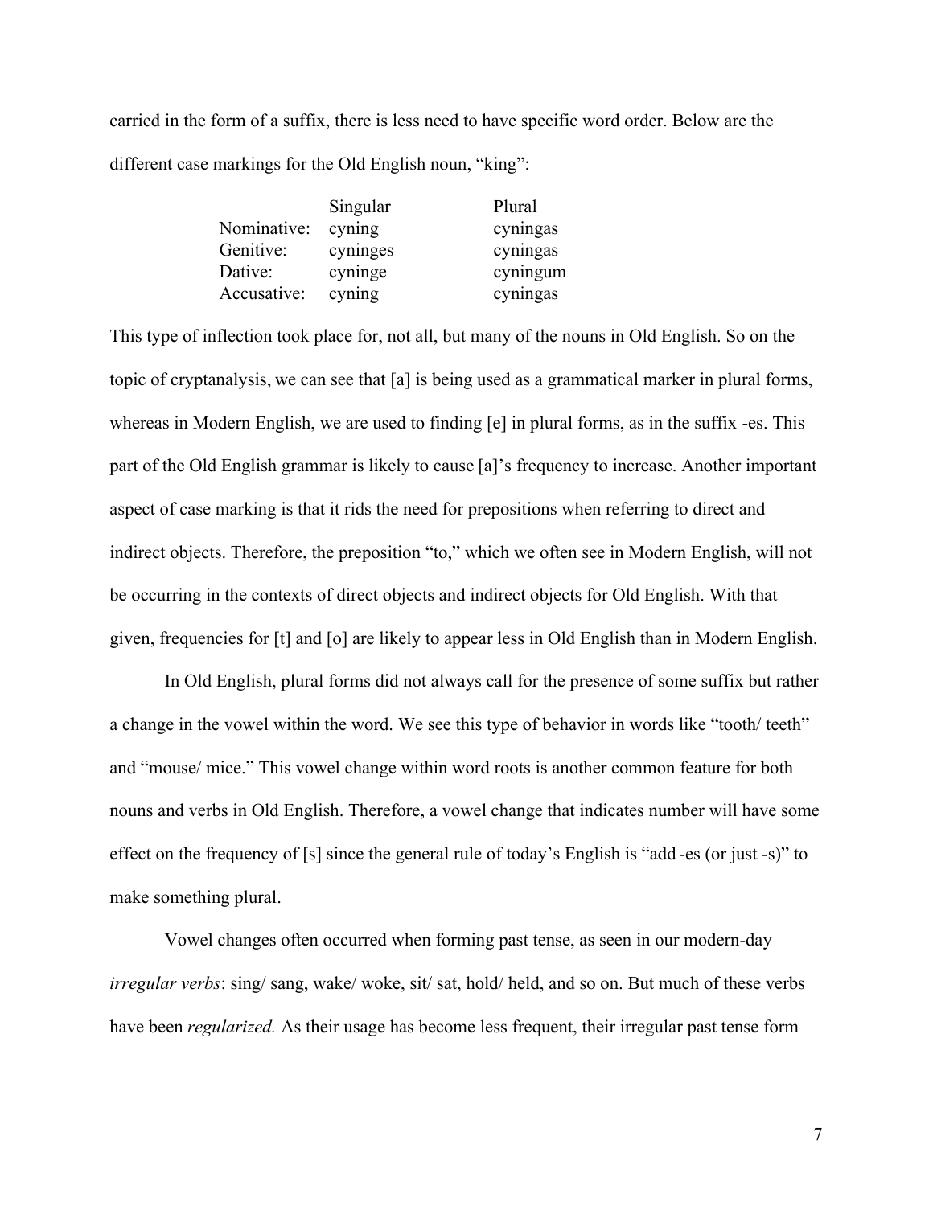carried in the form of a suffix, there is less need to have specific word order. Below are the different case markings for the Old English noun, "king":

| | Singular | Plural |
|---|---|---|
| Nominative: | cyning | cyningas |
| Genitive: | cyninges | cyningas |
| Dative: | cyninge | cyningum |
| Accusative: | cyning | cyningas |

This type of inflection took place for, not all, but many of the nouns in Old English. So on the topic of cryptanalysis, we can see that [a] is being used as a grammatical marker in plural forms, whereas in Modern English, we are used to finding [e] in plural forms, as in the suffix -es. This part of the Old English grammar is likely to cause [a]'s frequency to increase. Another important aspect of case marking is that it rids the need for prepositions when referring to direct and indirect objects. Therefore, the preposition "to," which we often see in Modern English, will not be occurring in the contexts of direct objects and indirect objects for Old English. With that given, frequencies for [t] and [o] are likely to appear less in Old English than in Modern English.

In Old English, plural forms did not always call for the presence of some suffix but rather a change in the vowel within the word. We see this type of behavior in words like "tooth/ teeth" and "mouse/ mice." This vowel change within word roots is another common feature for both nouns and verbs in Old English. Therefore, a vowel change that indicates number will have some effect on the frequency of [s] since the general rule of today's English is "add -es (or just -s)" to make something plural.

Vowel changes often occurred when forming past tense, as seen in our modern-day *irregular verbs*: sing/ sang, wake/ woke, sit/ sat, hold/ held, and so on. But much of these verbs have been *regularized.* As their usage has become less frequent, their irregular past tense form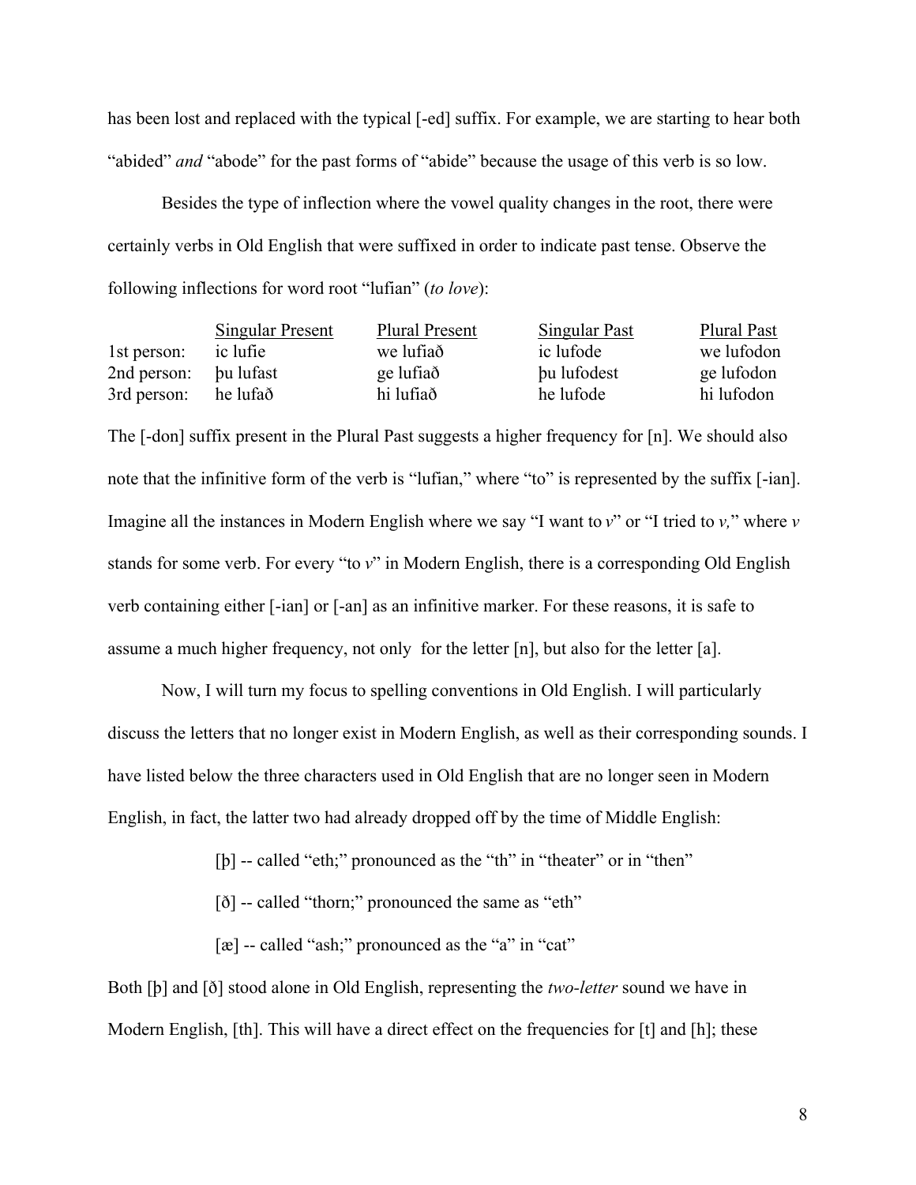has been lost and replaced with the typical [-ed] suffix. For example, we are starting to hear both "abided" *and* "abode" for the past forms of "abide" because the usage of this verb is so low.

Besides the type of inflection where the vowel quality changes in the root, there were certainly verbs in Old English that were suffixed in order to indicate past tense. Observe the following inflections for word root "lufian" (*to love*):

| | Singular Present | Plural Present | Singular Past | Plural Past |
|---|---|---|---|---|
| 1st person: | ic lufie | we lufiað | ic lufode | we lufodon |
| 2nd person: | þu lufast | ge lufiað | þu lufodest | ge lufodon |
| 3rd person: | he lufað | hi lufiað | he lufode | hi lufodon |

The [-don] suffix present in the Plural Past suggests a higher frequency for [n]. We should also note that the infinitive form of the verb is "lufian," where "to" is represented by the suffix [-ian]. Imagine all the instances in Modern English where we say "I want to *v*" or "I tried to *v,*" where *v* stands for some verb. For every "to *v*" in Modern English, there is a corresponding Old English verb containing either [-ian] or [-an] as an infinitive marker. For these reasons, it is safe to assume a much higher frequency, not only for the letter [n], but also for the letter [a].

Now, I will turn my focus to spelling conventions in Old English. I will particularly discuss the letters that no longer exist in Modern English, as well as their corresponding sounds. I have listed below the three characters used in Old English that are no longer seen in Modern English, in fact, the latter two had already dropped off by the time of Middle English:

[þ] -- called "eth;" pronounced as the "th" in "theater" or in "then"

[ð] -- called "thorn;" pronounced the same as "eth"

[æ] -- called "ash;" pronounced as the "a" in "cat"

Both [þ] and [ð] stood alone in Old English, representing the *two-letter* sound we have in Modern English, [th]. This will have a direct effect on the frequencies for [t] and [h]; these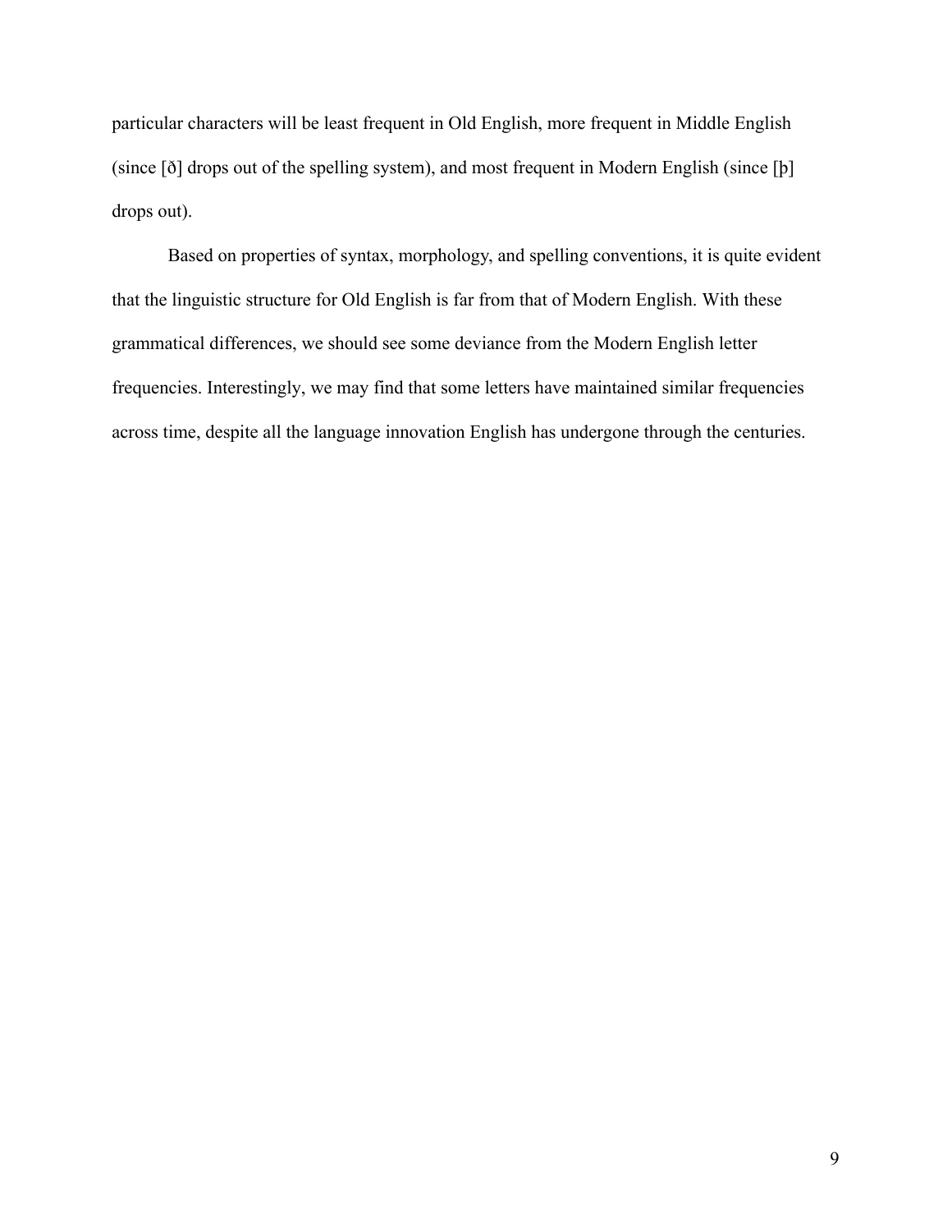particular characters will be least frequent in Old English, more frequent in Middle English (since [ð] drops out of the spelling system), and most frequent in Modern English (since [þ] drops out).

Based on properties of syntax, morphology, and spelling conventions, it is quite evident that the linguistic structure for Old English is far from that of Modern English. With these grammatical differences, we should see some deviance from the Modern English letter frequencies. Interestingly, we may find that some letters have maintained similar frequencies across time, despite all the language innovation English has undergone through the centuries.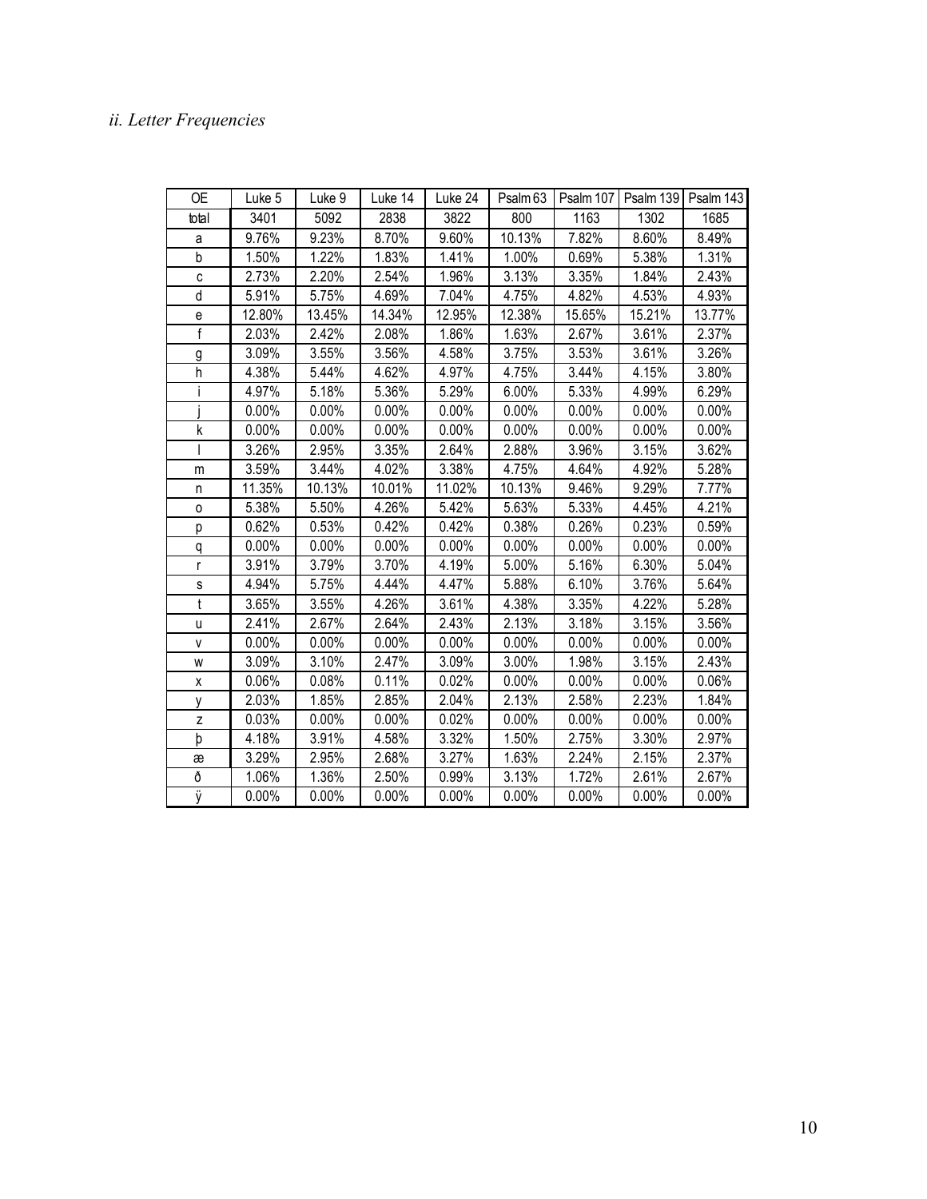*ii. Letter Frequencies*

| OE | Luke 5 | Luke 9 | Luke 14 | Luke 24 | Psalm 63 | Psalm 107 | Psalm 139 | Psalm 143 |
|---|---|---|---|---|---|---|---|---|
| total | 3401 | 5092 | 2838 | 3822 | 800 | 1163 | 1302 | 1685 |
| a | 9.76% | 9.23% | 8.70% | 9.60% | 10.13% | 7.82% | 8.60% | 8.49% |
| b | 1.50% | 1.22% | 1.83% | 1.41% | 1.00% | 0.69% | 5.38% | 1.31% |
| c | 2.73% | 2.20% | 2.54% | 1.96% | 3.13% | 3.35% | 1.84% | 2.43% |
| d | 5.91% | 5.75% | 4.69% | 7.04% | 4.75% | 4.82% | 4.53% | 4.93% |
| e | 12.80% | 13.45% | 14.34% | 12.95% | 12.38% | 15.65% | 15.21% | 13.77% |
| f | 2.03% | 2.42% | 2.08% | 1.86% | 1.63% | 2.67% | 3.61% | 2.37% |
| g | 3.09% | 3.55% | 3.56% | 4.58% | 3.75% | 3.53% | 3.61% | 3.26% |
| h | 4.38% | 5.44% | 4.62% | 4.97% | 4.75% | 3.44% | 4.15% | 3.80% |
| i | 4.97% | 5.18% | 5.36% | 5.29% | 6.00% | 5.33% | 4.99% | 6.29% |
| j | 0.00% | 0.00% | 0.00% | 0.00% | 0.00% | 0.00% | 0.00% | 0.00% |
| k | 0.00% | 0.00% | 0.00% | 0.00% | 0.00% | 0.00% | 0.00% | 0.00% |
| l | 3.26% | 2.95% | 3.35% | 2.64% | 2.88% | 3.96% | 3.15% | 3.62% |
| m | 3.59% | 3.44% | 4.02% | 3.38% | 4.75% | 4.64% | 4.92% | 5.28% |
| n | 11.35% | 10.13% | 10.01% | 11.02% | 10.13% | 9.46% | 9.29% | 7.77% |
| o | 5.38% | 5.50% | 4.26% | 5.42% | 5.63% | 5.33% | 4.45% | 4.21% |
| p | 0.62% | 0.53% | 0.42% | 0.42% | 0.38% | 0.26% | 0.23% | 0.59% |
| q | 0.00% | 0.00% | 0.00% | 0.00% | 0.00% | 0.00% | 0.00% | 0.00% |
| r | 3.91% | 3.79% | 3.70% | 4.19% | 5.00% | 5.16% | 6.30% | 5.04% |
| s | 4.94% | 5.75% | 4.44% | 4.47% | 5.88% | 6.10% | 3.76% | 5.64% |
| t | 3.65% | 3.55% | 4.26% | 3.61% | 4.38% | 3.35% | 4.22% | 5.28% |
| u | 2.41% | 2.67% | 2.64% | 2.43% | 2.13% | 3.18% | 3.15% | 3.56% |
| v | 0.00% | 0.00% | 0.00% | 0.00% | 0.00% | 0.00% | 0.00% | 0.00% |
| w | 3.09% | 3.10% | 2.47% | 3.09% | 3.00% | 1.98% | 3.15% | 2.43% |
| x | 0.06% | 0.08% | 0.11% | 0.02% | 0.00% | 0.00% | 0.00% | 0.06% |
| y | 2.03% | 1.85% | 2.85% | 2.04% | 2.13% | 2.58% | 2.23% | 1.84% |
| z | 0.03% | 0.00% | 0.00% | 0.02% | 0.00% | 0.00% | 0.00% | 0.00% |
| þ | 4.18% | 3.91% | 4.58% | 3.32% | 1.50% | 2.75% | 3.30% | 2.97% |
| æ | 3.29% | 2.95% | 2.68% | 3.27% | 1.63% | 2.24% | 2.15% | 2.37% |
| ð | 1.06% | 1.36% | 2.50% | 0.99% | 3.13% | 1.72% | 2.61% | 2.67% |
| ÿ | 0.00% | 0.00% | 0.00% | 0.00% | 0.00% | 0.00% | 0.00% | 0.00% |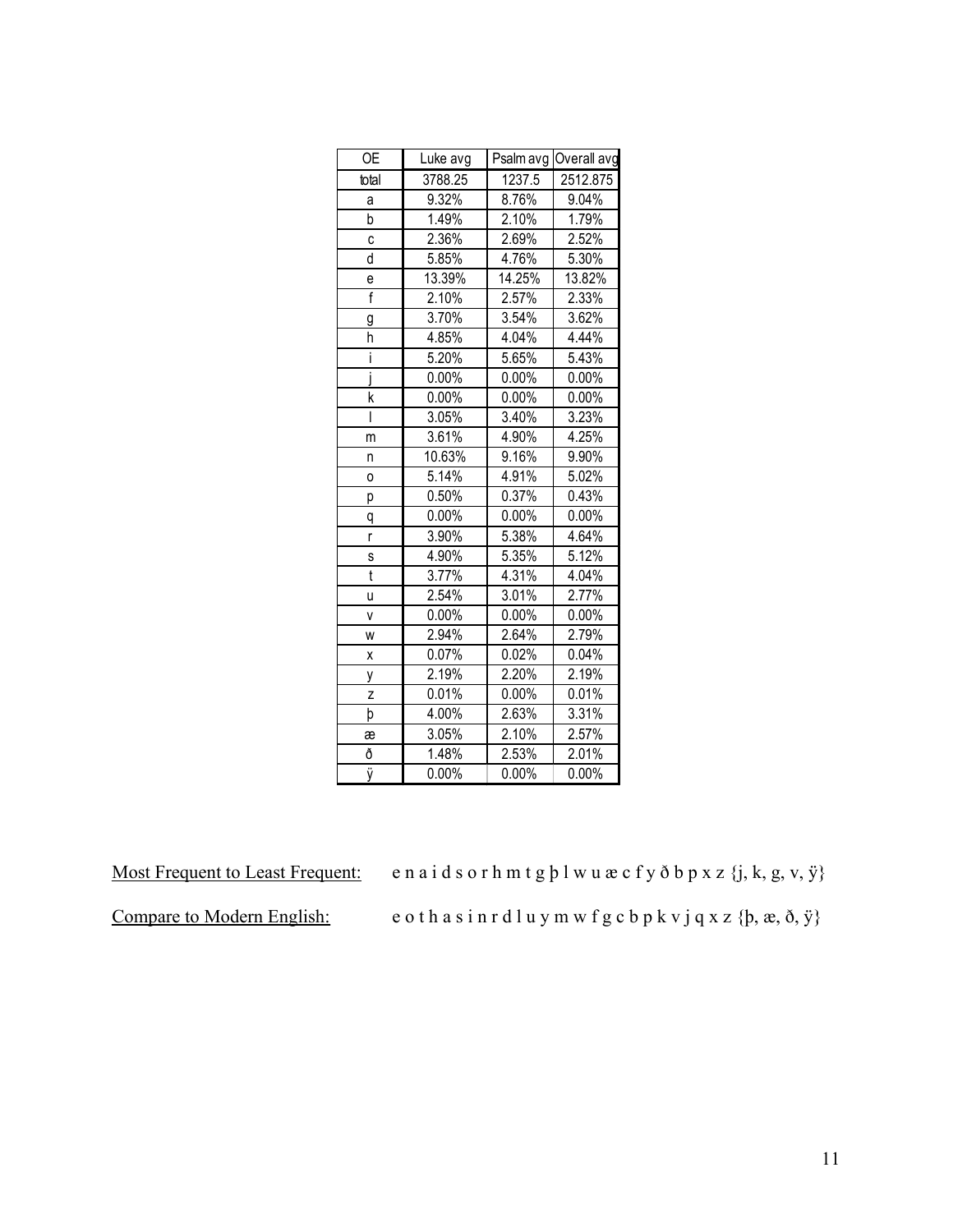| OE | Luke avg | Psalm avg | Overall avg |
|---|---|---|---|
| total | 3788.25 | 1237.5 | 2512.875 |
| a | 9.32% | 8.76% | 9.04% |
| b | 1.49% | 2.10% | 1.79% |
| c | 2.36% | 2.69% | 2.52% |
| d | 5.85% | 4.76% | 5.30% |
| e | 13.39% | 14.25% | 13.82% |
| f | 2.10% | 2.57% | 2.33% |
| g | 3.70% | 3.54% | 3.62% |
| h | 4.85% | 4.04% | 4.44% |
| i | 5.20% | 5.65% | 5.43% |
| j | 0.00% | 0.00% | 0.00% |
| k | 0.00% | 0.00% | 0.00% |
| l | 3.05% | 3.40% | 3.23% |
| m | 3.61% | 4.90% | 4.25% |
| n | 10.63% | 9.16% | 9.90% |
| o | 5.14% | 4.91% | 5.02% |
| p | 0.50% | 0.37% | 0.43% |
| q | 0.00% | 0.00% | 0.00% |
| r | 3.90% | 5.38% | 4.64% |
| s | 4.90% | 5.35% | 5.12% |
| t | 3.77% | 4.31% | 4.04% |
| u | 2.54% | 3.01% | 2.77% |
| v | 0.00% | 0.00% | 0.00% |
| w | 2.94% | 2.64% | 2.79% |
| x | 0.07% | 0.02% | 0.04% |
| y | 2.19% | 2.20% | 2.19% |
| z | 0.01% | 0.00% | 0.01% |
| þ | 4.00% | 2.63% | 3.31% |
| æ | 3.05% | 2.10% | 2.57% |
| ð | 1.48% | 2.53% | 2.01% |
| ÿ | 0.00% | 0.00% | 0.00% |

Most Frequent to Least Frequent: e n a i d s o r h m t g þ l w u æ c f y ð b p x z {j, k, g, v, ÿ}

Compare to Modern English: e o t h a s i n r d l u y m w f g c b p k v j q x z {þ, æ, ð, ÿ}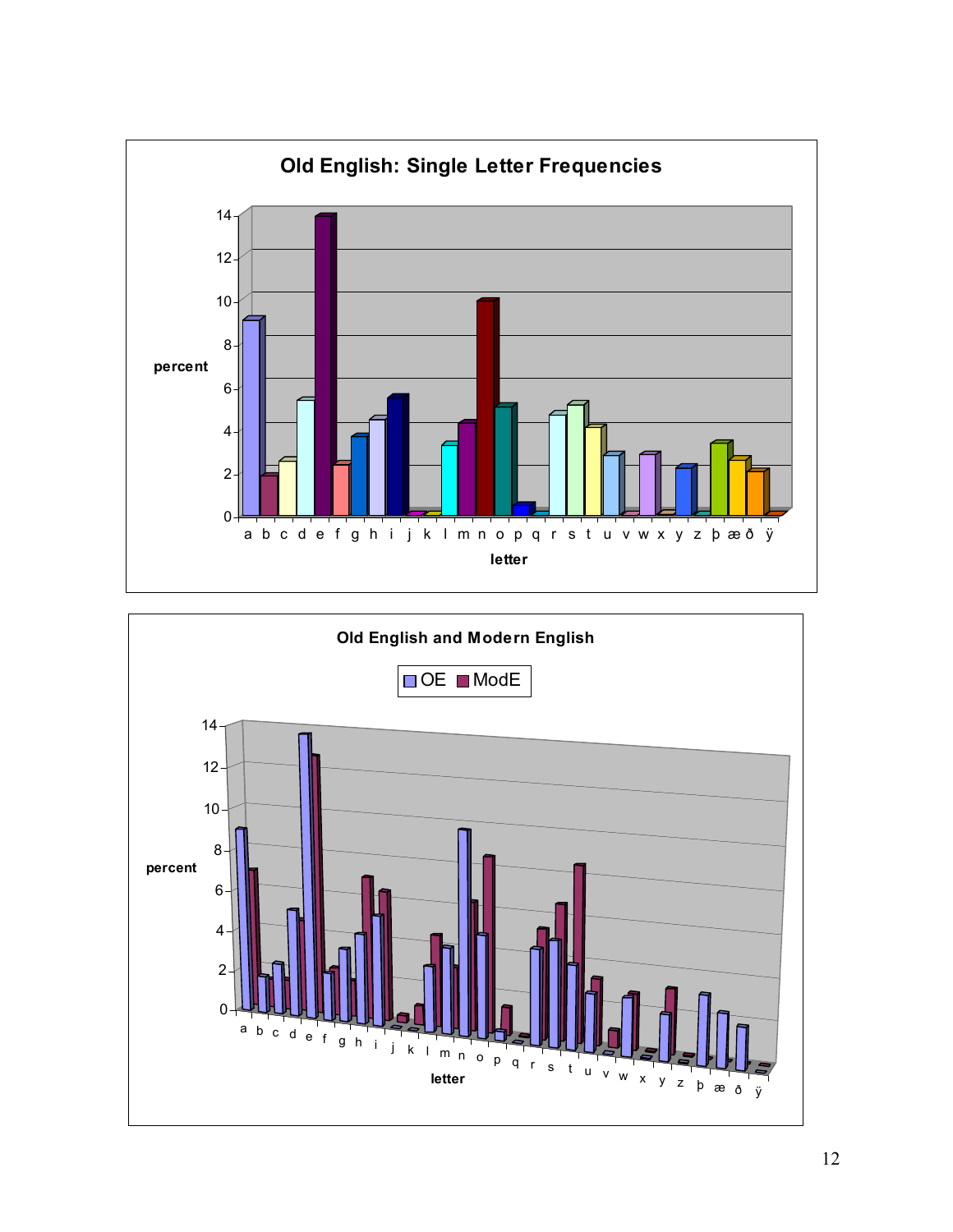**Old English: Single Letter Frequencies**

**Old English and Modern English**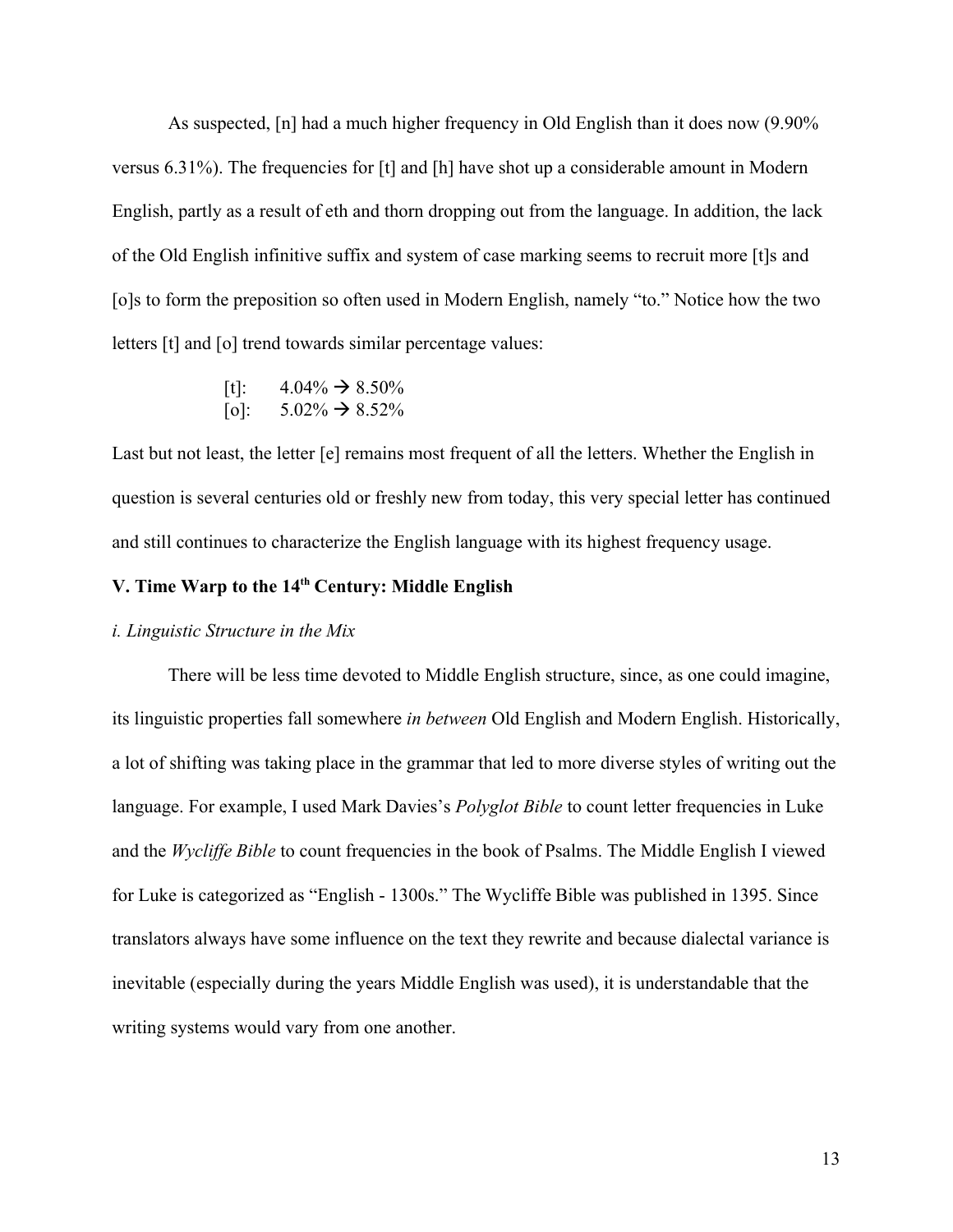As suspected, [n] had a much higher frequency in Old English than it does now (9.90% versus 6.31%). The frequencies for [t] and [h] have shot up a considerable amount in Modern English, partly as a result of eth and thorn dropping out from the language. In addition, the lack of the Old English infinitive suffix and system of case marking seems to recruit more [t]s and [o]s to form the preposition so often used in Modern English, namely "to." Notice how the two letters [t] and [o] trend towards similar percentage values:

[t]: 4.04% → 8.50%
[o]: 5.02% → 8.52%

Last but not least, the letter [e] remains most frequent of all the letters. Whether the English in question is several centuries old or freshly new from today, this very special letter has continued and still continues to characterize the English language with its highest frequency usage.

## V. Time Warp to the 14th Century: Middle English

### *i. Linguistic Structure in the Mix*

There will be less time devoted to Middle English structure, since, as one could imagine, its linguistic properties fall somewhere *in between* Old English and Modern English. Historically, a lot of shifting was taking place in the grammar that led to more diverse styles of writing out the language. For example, I used Mark Davies's *Polyglot Bible* to count letter frequencies in Luke and the *Wycliffe Bible* to count frequencies in the book of Psalms. The Middle English I viewed for Luke is categorized as "English - 1300s." The Wycliffe Bible was published in 1395. Since translators always have some influence on the text they rewrite and because dialectal variance is inevitable (especially during the years Middle English was used), it is understandable that the writing systems would vary from one another.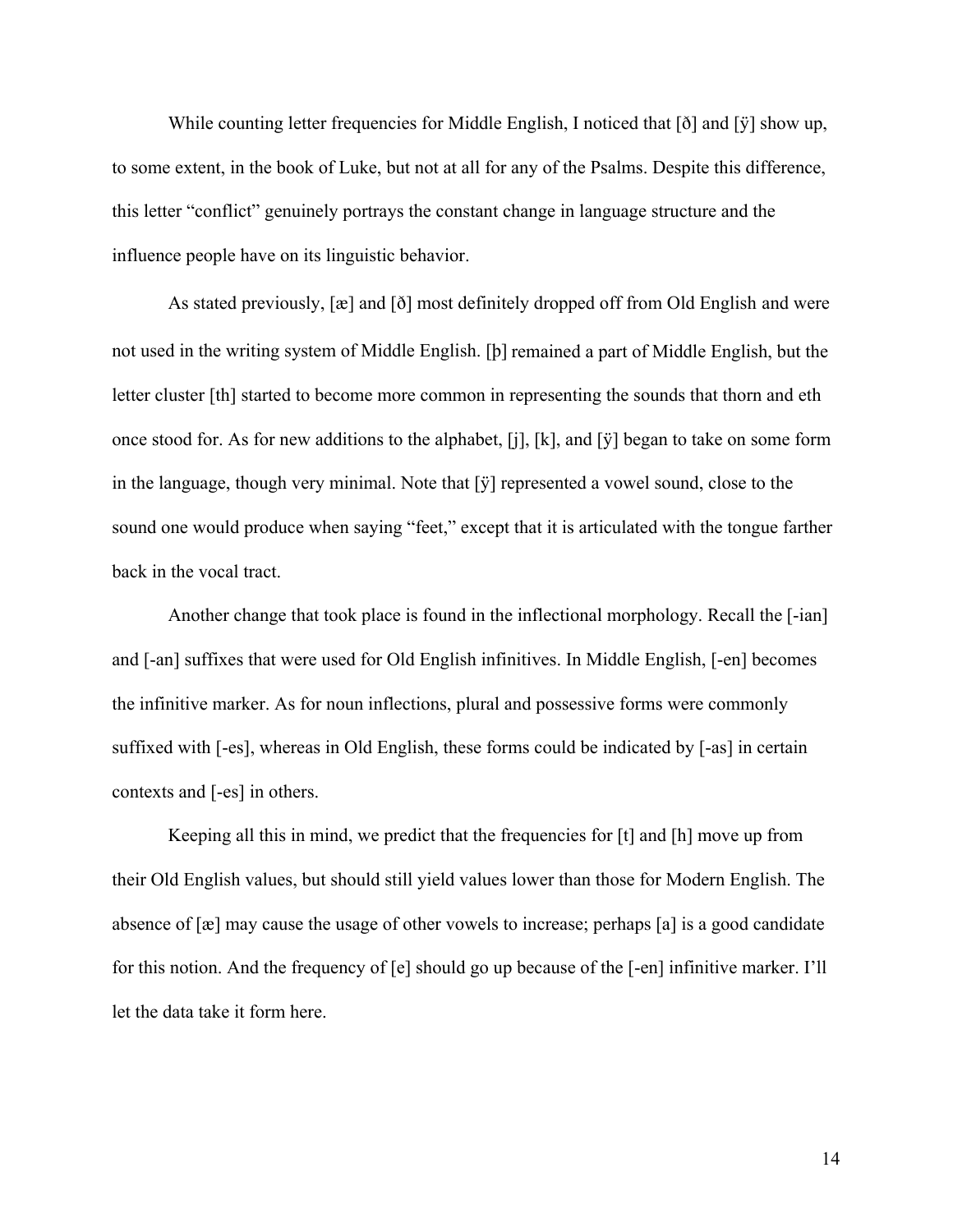While counting letter frequencies for Middle English, I noticed that [ð] and [ÿ] show up, to some extent, in the book of Luke, but not at all for any of the Psalms. Despite this difference, this letter "conflict" genuinely portrays the constant change in language structure and the influence people have on its linguistic behavior.

As stated previously, [æ] and [ð] most definitely dropped off from Old English and were not used in the writing system of Middle English. [þ] remained a part of Middle English, but the letter cluster [th] started to become more common in representing the sounds that thorn and eth once stood for. As for new additions to the alphabet, [j], [k], and [ÿ] began to take on some form in the language, though very minimal. Note that [ÿ] represented a vowel sound, close to the sound one would produce when saying "feet," except that it is articulated with the tongue farther back in the vocal tract.

Another change that took place is found in the inflectional morphology. Recall the [-ian] and [-an] suffixes that were used for Old English infinitives. In Middle English, [-en] becomes the infinitive marker. As for noun inflections, plural and possessive forms were commonly suffixed with [-es], whereas in Old English, these forms could be indicated by [-as] in certain contexts and [-es] in others.

Keeping all this in mind, we predict that the frequencies for [t] and [h] move up from their Old English values, but should still yield values lower than those for Modern English. The absence of [æ] may cause the usage of other vowels to increase; perhaps [a] is a good candidate for this notion. And the frequency of [e] should go up because of the [-en] infinitive marker. I'll let the data take it form here.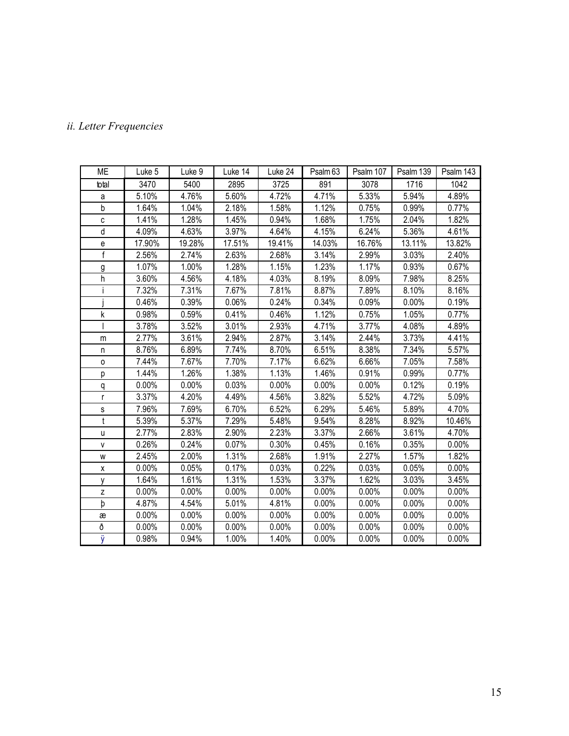*ii. Letter Frequencies*

| ME | Luke 5 | Luke 9 | Luke 14 | Luke 24 | Psalm 63 | Psalm 107 | Psalm 139 | Psalm 143 |
|---|---|---|---|---|---|---|---|---|
| total | 3470 | 5400 | 2895 | 3725 | 891 | 3078 | 1716 | 1042 |
| a | 5.10% | 4.76% | 5.60% | 4.72% | 4.71% | 5.33% | 5.94% | 4.89% |
| b | 1.64% | 1.04% | 2.18% | 1.58% | 1.12% | 0.75% | 0.99% | 0.77% |
| c | 1.41% | 1.28% | 1.45% | 0.94% | 1.68% | 1.75% | 2.04% | 1.82% |
| d | 4.09% | 4.63% | 3.97% | 4.64% | 4.15% | 6.24% | 5.36% | 4.61% |
| e | 17.90% | 19.28% | 17.51% | 19.41% | 14.03% | 16.76% | 13.11% | 13.82% |
| f | 2.56% | 2.74% | 2.63% | 2.68% | 3.14% | 2.99% | 3.03% | 2.40% |
| g | 1.07% | 1.00% | 1.28% | 1.15% | 1.23% | 1.17% | 0.93% | 0.67% |
| h | 3.60% | 4.56% | 4.18% | 4.03% | 8.19% | 8.09% | 7.98% | 8.25% |
| i | 7.32% | 7.31% | 7.67% | 7.81% | 8.87% | 7.89% | 8.10% | 8.16% |
| j | 0.46% | 0.39% | 0.06% | 0.24% | 0.34% | 0.09% | 0.00% | 0.19% |
| k | 0.98% | 0.59% | 0.41% | 0.46% | 1.12% | 0.75% | 1.05% | 0.77% |
| l | 3.78% | 3.52% | 3.01% | 2.93% | 4.71% | 3.77% | 4.08% | 4.89% |
| m | 2.77% | 3.61% | 2.94% | 2.87% | 3.14% | 2.44% | 3.73% | 4.41% |
| n | 8.76% | 6.89% | 7.74% | 8.70% | 6.51% | 8.38% | 7.34% | 5.57% |
| o | 7.44% | 7.67% | 7.70% | 7.17% | 6.62% | 6.66% | 7.05% | 7.58% |
| p | 1.44% | 1.26% | 1.38% | 1.13% | 1.46% | 0.91% | 0.99% | 0.77% |
| q | 0.00% | 0.00% | 0.03% | 0.00% | 0.00% | 0.00% | 0.12% | 0.19% |
| r | 3.37% | 4.20% | 4.49% | 4.56% | 3.82% | 5.52% | 4.72% | 5.09% |
| s | 7.96% | 7.69% | 6.70% | 6.52% | 6.29% | 5.46% | 5.89% | 4.70% |
| t | 5.39% | 5.37% | 7.29% | 5.48% | 9.54% | 8.28% | 8.92% | 10.46% |
| u | 2.77% | 2.83% | 2.90% | 2.23% | 3.37% | 2.66% | 3.61% | 4.70% |
| v | 0.26% | 0.24% | 0.07% | 0.30% | 0.45% | 0.16% | 0.35% | 0.00% |
| w | 2.45% | 2.00% | 1.31% | 2.68% | 1.91% | 2.27% | 1.57% | 1.82% |
| x | 0.00% | 0.05% | 0.17% | 0.03% | 0.22% | 0.03% | 0.05% | 0.00% |
| y | 1.64% | 1.61% | 1.31% | 1.53% | 3.37% | 1.62% | 3.03% | 3.45% |
| z | 0.00% | 0.00% | 0.00% | 0.00% | 0.00% | 0.00% | 0.00% | 0.00% |
| þ | 4.87% | 4.54% | 5.01% | 4.81% | 0.00% | 0.00% | 0.00% | 0.00% |
| æ | 0.00% | 0.00% | 0.00% | 0.00% | 0.00% | 0.00% | 0.00% | 0.00% |
| ð | 0.00% | 0.00% | 0.00% | 0.00% | 0.00% | 0.00% | 0.00% | 0.00% |
| ÿ | 0.98% | 0.94% | 1.00% | 1.40% | 0.00% | 0.00% | 0.00% | 0.00% |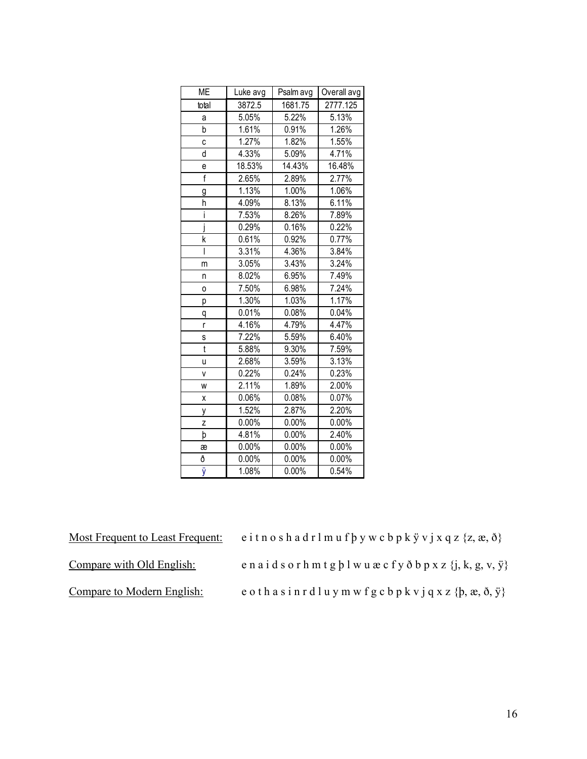| ME | Luke avg | Psalm avg | Overall avg |
|---|---|---|---|
| total | 3872.5 | 1681.75 | 2777.125 |
| a | 5.05% | 5.22% | 5.13% |
| b | 1.61% | 0.91% | 1.26% |
| c | 1.27% | 1.82% | 1.55% |
| d | 4.33% | 5.09% | 4.71% |
| e | 18.53% | 14.43% | 16.48% |
| f | 2.65% | 2.89% | 2.77% |
| g | 1.13% | 1.00% | 1.06% |
| h | 4.09% | 8.13% | 6.11% |
| i | 7.53% | 8.26% | 7.89% |
| j | 0.29% | 0.16% | 0.22% |
| k | 0.61% | 0.92% | 0.77% |
| l | 3.31% | 4.36% | 3.84% |
| m | 3.05% | 3.43% | 3.24% |
| n | 8.02% | 6.95% | 7.49% |
| o | 7.50% | 6.98% | 7.24% |
| p | 1.30% | 1.03% | 1.17% |
| q | 0.01% | 0.08% | 0.04% |
| r | 4.16% | 4.79% | 4.47% |
| s | 7.22% | 5.59% | 6.40% |
| t | 5.88% | 9.30% | 7.59% |
| u | 2.68% | 3.59% | 3.13% |
| v | 0.22% | 0.24% | 0.23% |
| w | 2.11% | 1.89% | 2.00% |
| x | 0.06% | 0.08% | 0.07% |
| y | 1.52% | 2.87% | 2.20% |
| z | 0.00% | 0.00% | 0.00% |
| þ | 4.81% | 0.00% | 2.40% |
| æ | 0.00% | 0.00% | 0.00% |
| ð | 0.00% | 0.00% | 0.00% |
| ÿ | 1.08% | 0.00% | 0.54% |

Most Frequent to Least Frequent: e i t n o s h a d r l m u f þ y w c b p k ÿ v j x q z {z, æ, ð}

Compare with Old English: e n a i d s o r h m t g þ l w u æ c f y ð b p x z {j, k, g, v, ÿ}

Compare to Modern English: e o t h a s i n r d l u y m w f g c b p k v j q x z {þ, æ, ð, ÿ}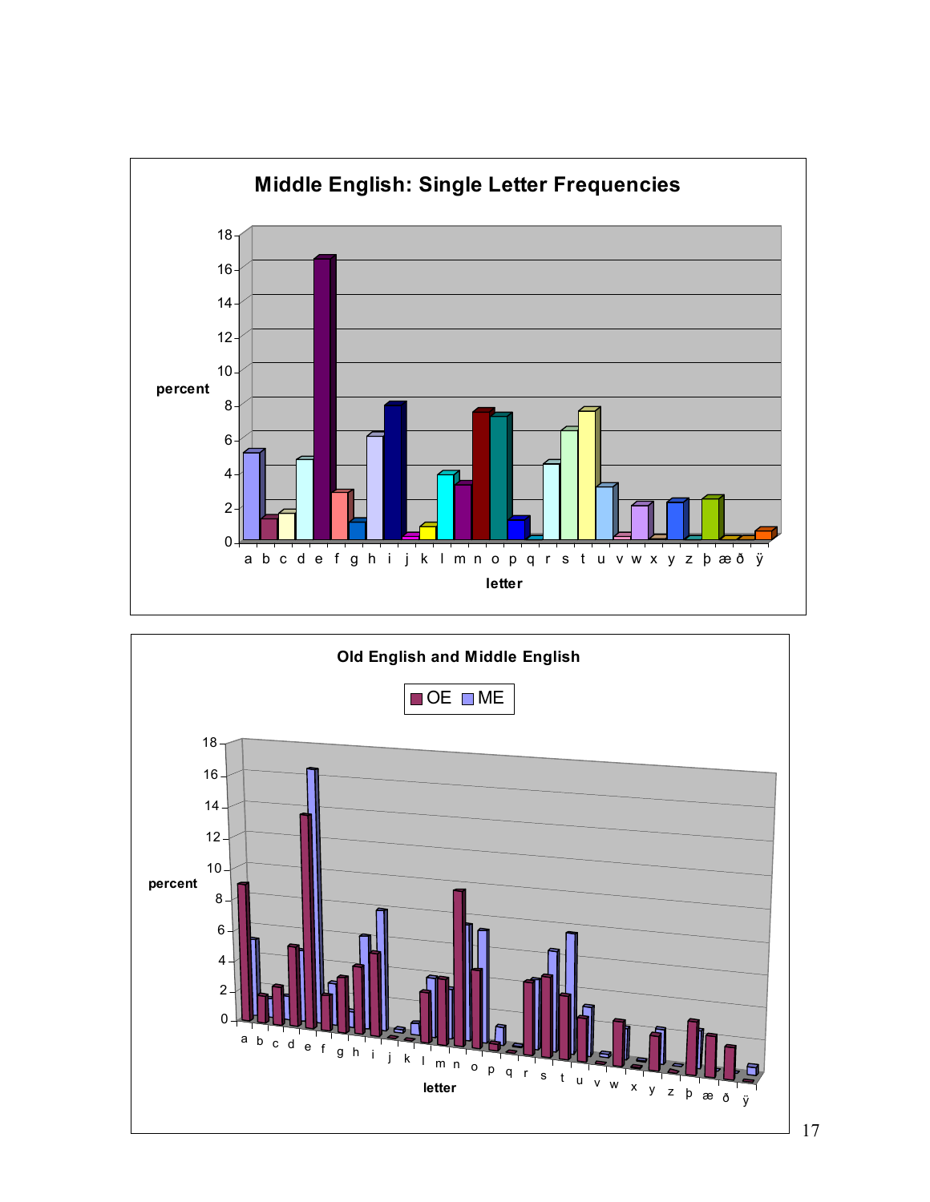## Middle English: Single Letter Frequencies

percent

letter

## Old English and Middle English

OE ME

percent

letter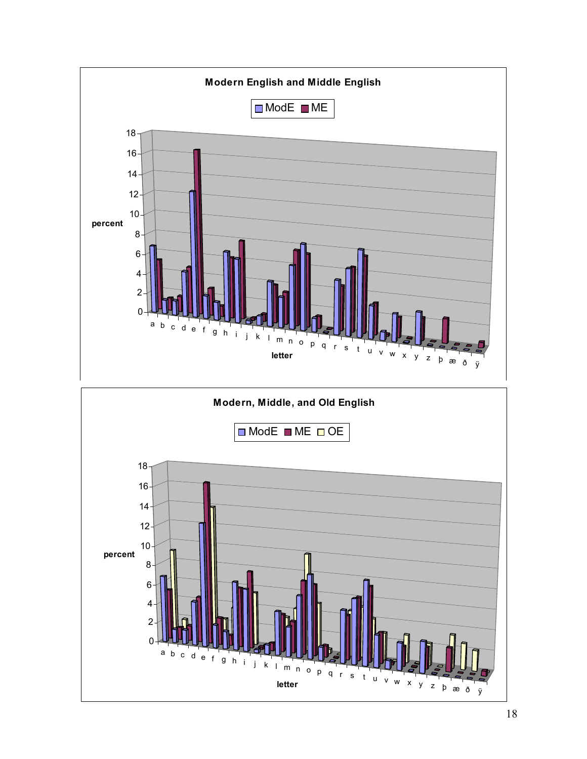**Modern English and Middle English**

ModE ME

percent

18
16
14
12
10
8
6
4
2
0

a b c d e f g h i j k l m n o p q r s t u v w x y z þ æ ð ÿ

letter

**Modern, Middle, and Old English**

ModE ME OE

percent

18
16
14
12
10
8
6
4
2
0

a b c d e f g h i j k l m n o p q r s t u v w x y z þ æ ð ÿ

letter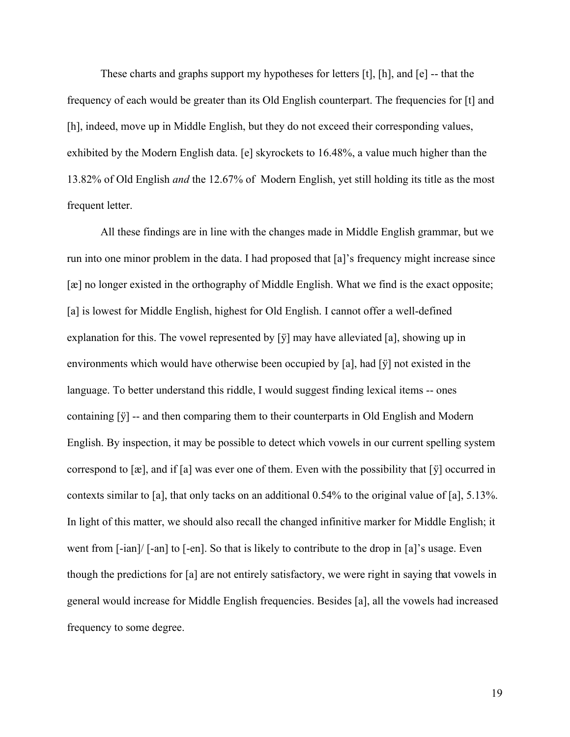These charts and graphs support my hypotheses for letters [t], [h], and [e] -- that the frequency of each would be greater than its Old English counterpart. The frequencies for [t] and [h], indeed, move up in Middle English, but they do not exceed their corresponding values, exhibited by the Modern English data. [e] skyrockets to 16.48%, a value much higher than the 13.82% of Old English *and* the 12.67% of Modern English, yet still holding its title as the most frequent letter.

All these findings are in line with the changes made in Middle English grammar, but we run into one minor problem in the data. I had proposed that [a]'s frequency might increase since [æ] no longer existed in the orthography of Middle English. What we find is the exact opposite; [a] is lowest for Middle English, highest for Old English. I cannot offer a well-defined explanation for this. The vowel represented by [ÿ] may have alleviated [a], showing up in environments which would have otherwise been occupied by [a], had [ÿ] not existed in the language. To better understand this riddle, I would suggest finding lexical items -- ones containing [ÿ] -- and then comparing them to their counterparts in Old English and Modern English. By inspection, it may be possible to detect which vowels in our current spelling system correspond to [æ], and if [a] was ever one of them. Even with the possibility that [ÿ] occurred in contexts similar to [a], that only tacks on an additional 0.54% to the original value of [a], 5.13%. In light of this matter, we should also recall the changed infinitive marker for Middle English; it went from [-ian]/ [-an] to [-en]. So that is likely to contribute to the drop in [a]'s usage. Even though the predictions for [a] are not entirely satisfactory, we were right in saying that vowels in general would increase for Middle English frequencies. Besides [a], all the vowels had increased frequency to some degree.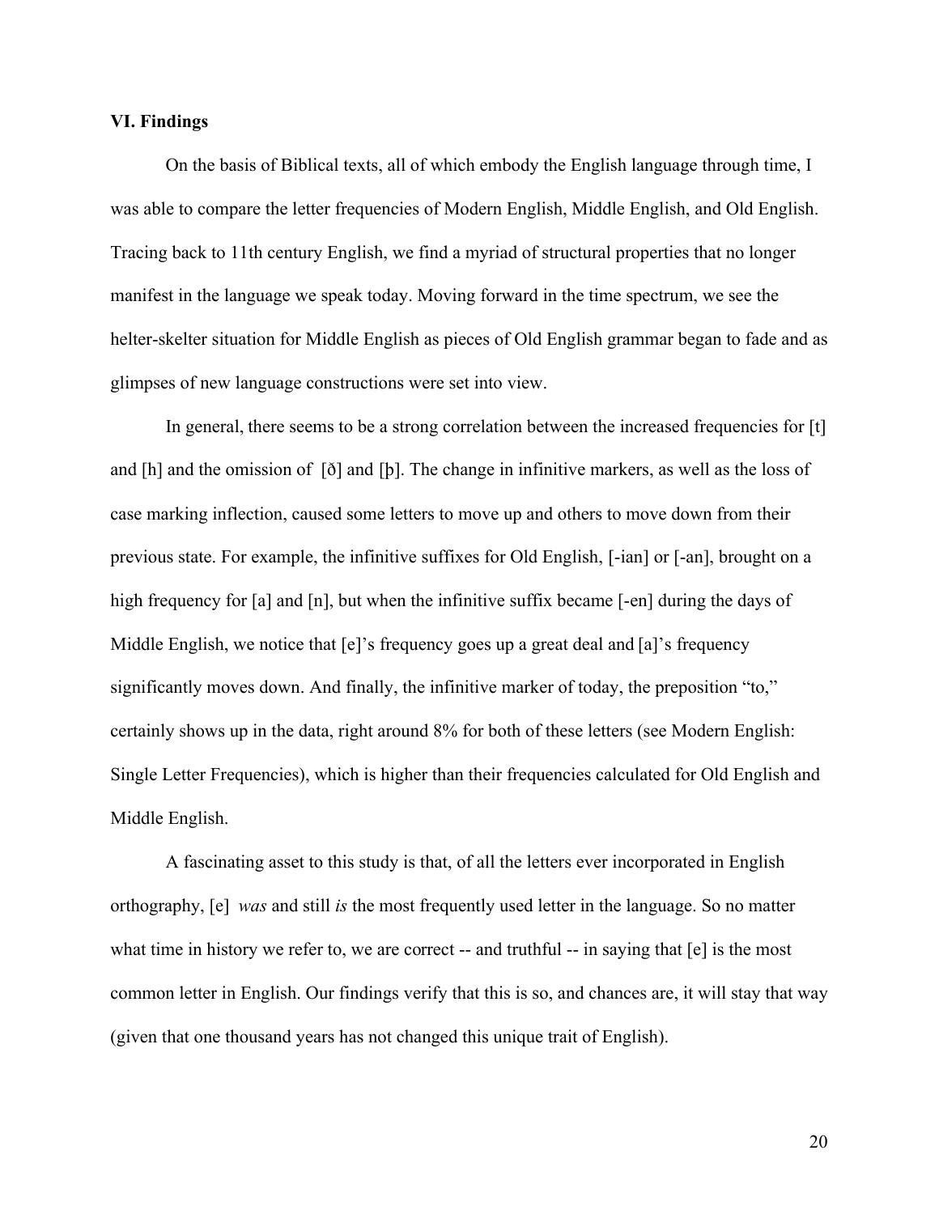**VI. Findings**

On the basis of Biblical texts, all of which embody the English language through time, I was able to compare the letter frequencies of Modern English, Middle English, and Old English. Tracing back to 11th century English, we find a myriad of structural properties that no longer manifest in the language we speak today. Moving forward in the time spectrum, we see the helter-skelter situation for Middle English as pieces of Old English grammar began to fade and as glimpses of new language constructions were set into view.

In general, there seems to be a strong correlation between the increased frequencies for [t] and [h] and the omission of [ð] and [þ]. The change in infinitive markers, as well as the loss of case marking inflection, caused some letters to move up and others to move down from their previous state. For example, the infinitive suffixes for Old English, [-ian] or [-an], brought on a high frequency for [a] and [n], but when the infinitive suffix became [-en] during the days of Middle English, we notice that [e]'s frequency goes up a great deal and [a]'s frequency significantly moves down. And finally, the infinitive marker of today, the preposition "to," certainly shows up in the data, right around 8% for both of these letters (see Modern English: Single Letter Frequencies), which is higher than their frequencies calculated for Old English and Middle English.

A fascinating asset to this study is that, of all the letters ever incorporated in English orthography, [e] *was* and still *is* the most frequently used letter in the language. So no matter what time in history we refer to, we are correct -- and truthful -- in saying that [e] is the most common letter in English. Our findings verify that this is so, and chances are, it will stay that way (given that one thousand years has not changed this unique trait of English).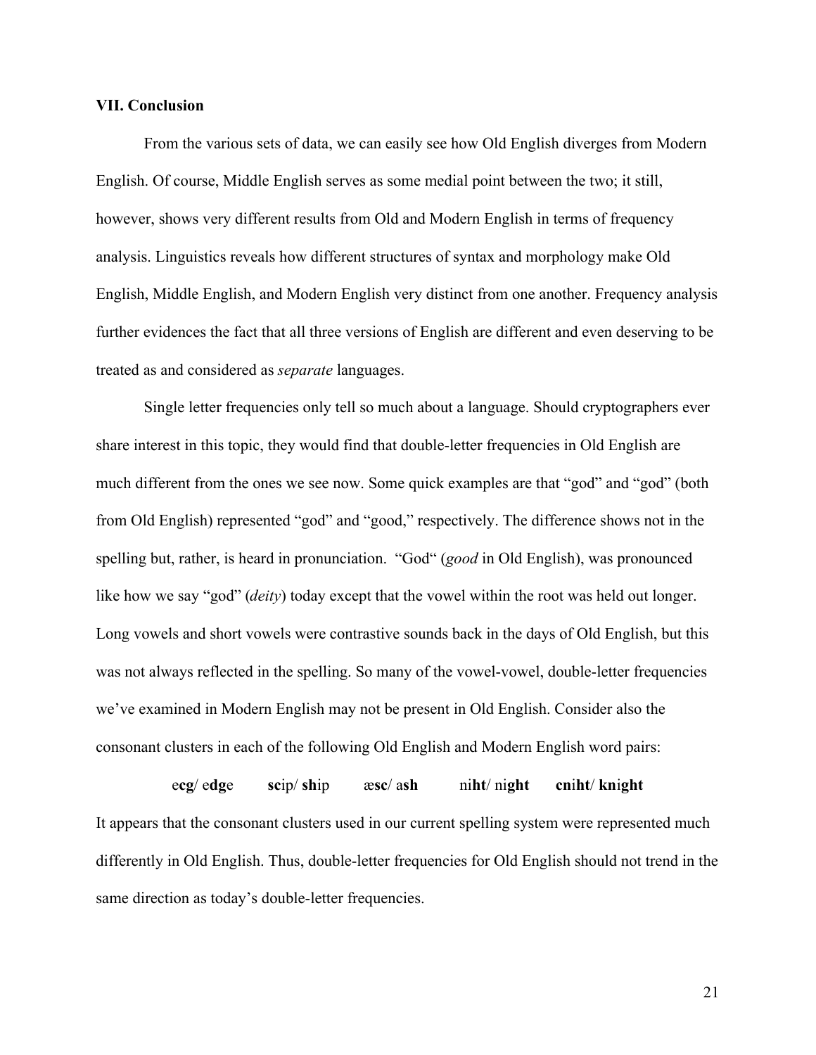**VII. Conclusion**

From the various sets of data, we can easily see how Old English diverges from Modern English. Of course, Middle English serves as some medial point between the two; it still, however, shows very different results from Old and Modern English in terms of frequency analysis. Linguistics reveals how different structures of syntax and morphology make Old English, Middle English, and Modern English very distinct from one another. Frequency analysis further evidences the fact that all three versions of English are different and even deserving to be treated as and considered as *separate* languages.

Single letter frequencies only tell so much about a language. Should cryptographers ever share interest in this topic, they would find that double-letter frequencies in Old English are much different from the ones we see now. Some quick examples are that "god" and "god" (both from Old English) represented "god" and "good," respectively. The difference shows not in the spelling but, rather, is heard in pronunciation. "God" (*good* in Old English), was pronounced like how we say "god" (*deity*) today except that the vowel within the root was held out longer. Long vowels and short vowels were contrastive sounds back in the days of Old English, but this was not always reflected in the spelling. So many of the vowel-vowel, double-letter frequencies we've examined in Modern English may not be present in Old English. Consider also the consonant clusters in each of the following Old English and Modern English word pairs:

e**cg**/ e**dg**e **sc**ip/ **sh**ip æ**sc**/ a**sh** ni**ht**/ ni**ght** **cn**i**ht**/ **kn**i**ght**

It appears that the consonant clusters used in our current spelling system were represented much differently in Old English. Thus, double-letter frequencies for Old English should not trend in the same direction as today's double-letter frequencies.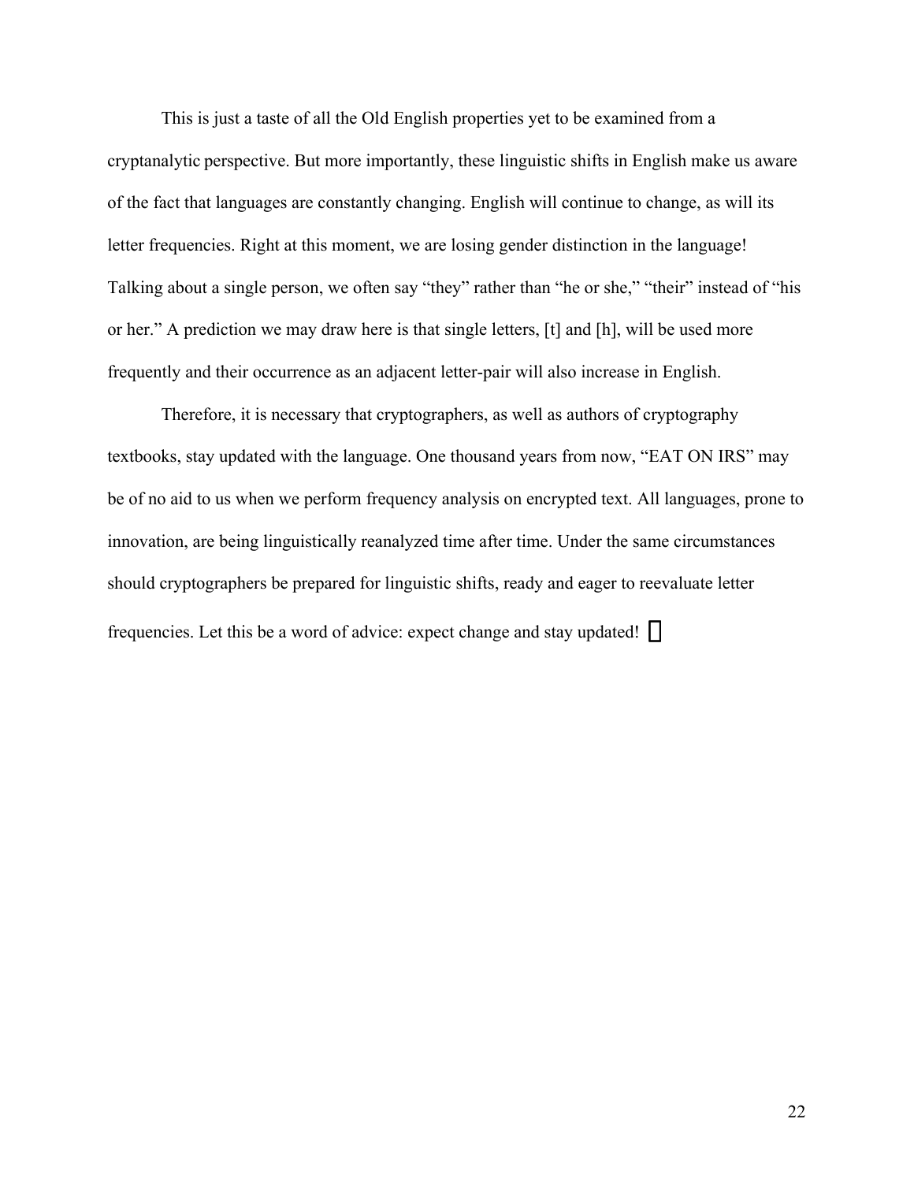This is just a taste of all the Old English properties yet to be examined from a cryptanalytic perspective. But more importantly, these linguistic shifts in English make us aware of the fact that languages are constantly changing. English will continue to change, as will its letter frequencies. Right at this moment, we are losing gender distinction in the language! Talking about a single person, we often say "they" rather than "he or she," "their" instead of "his or her." A prediction we may draw here is that single letters, [t] and [h], will be used more frequently and their occurrence as an adjacent letter-pair will also increase in English.

Therefore, it is necessary that cryptographers, as well as authors of cryptography textbooks, stay updated with the language. One thousand years from now, "EAT ON IRS" may be of no aid to us when we perform frequency analysis on encrypted text. All languages, prone to innovation, are being linguistically reanalyzed time after time. Under the same circumstances should cryptographers be prepared for linguistic shifts, ready and eager to reevaluate letter frequencies. Let this be a word of advice: expect change and stay updated! ▯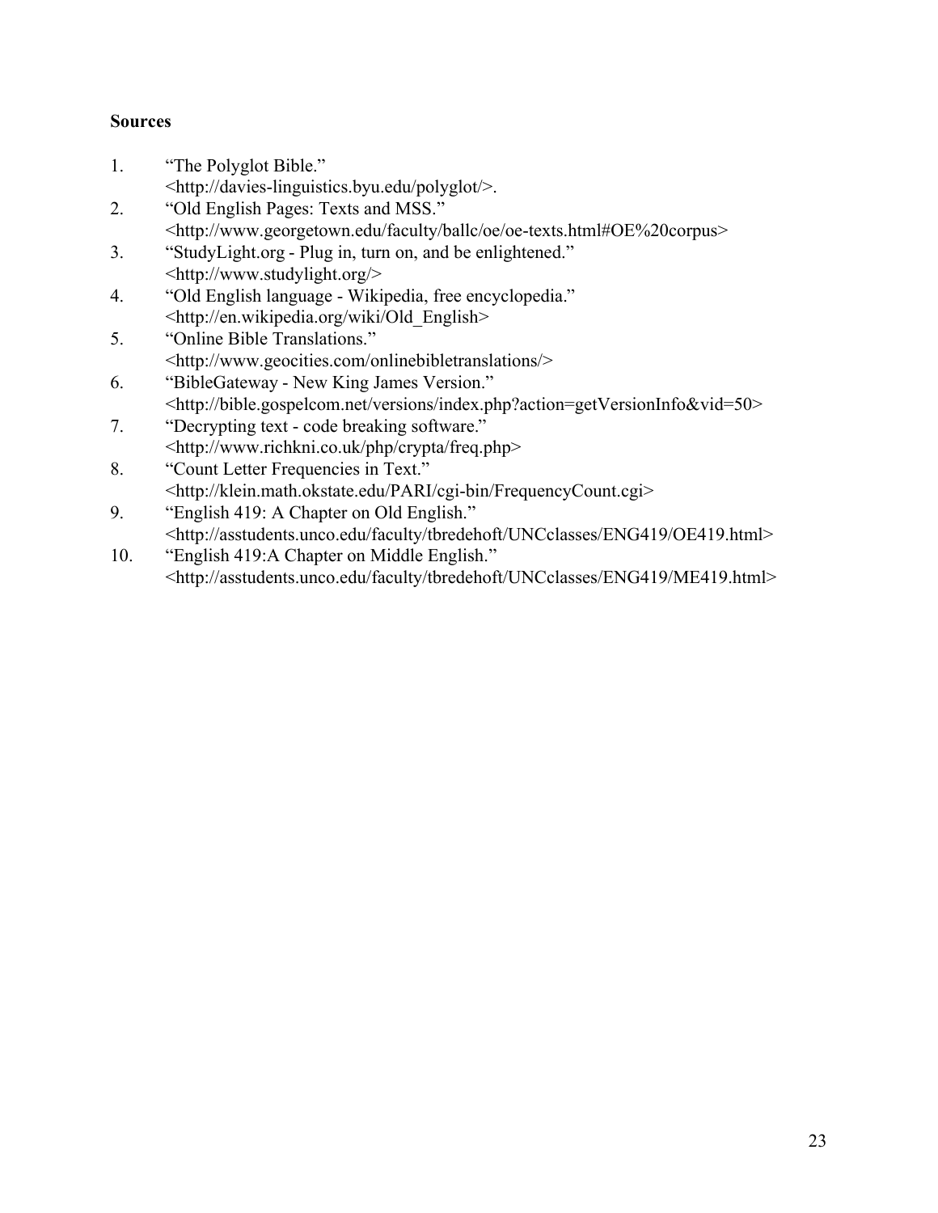**Sources**

1. "The Polyglot Bible."
   <http://davies-linguistics.byu.edu/polyglot/>.
2. "Old English Pages: Texts and MSS."
   <http://www.georgetown.edu/faculty/ballc/oe/oe-texts.html#OE%20corpus>
3. "StudyLight.org - Plug in, turn on, and be enlightened."
   <http://www.studylight.org/>
4. "Old English language - Wikipedia, free encyclopedia."
   <http://en.wikipedia.org/wiki/Old_English>
5. "Online Bible Translations."
   <http://www.geocities.com/onlinebibletranslations/>
6. "BibleGateway - New King James Version."
   <http://bible.gospelcom.net/versions/index.php?action=getVersionInfo&vid=50>
7. "Decrypting text - code breaking software."
   <http://www.richkni.co.uk/php/crypta/freq.php>
8. "Count Letter Frequencies in Text."
   <http://klein.math.okstate.edu/PARI/cgi-bin/FrequencyCount.cgi>
9. "English 419: A Chapter on Old English."
   <http://asstudents.unco.edu/faculty/tbredehoft/UNCclasses/ENG419/OE419.html>
10. "English 419:A Chapter on Middle English."
    <http://asstudents.unco.edu/faculty/tbredehoft/UNCclasses/ENG419/ME419.html>